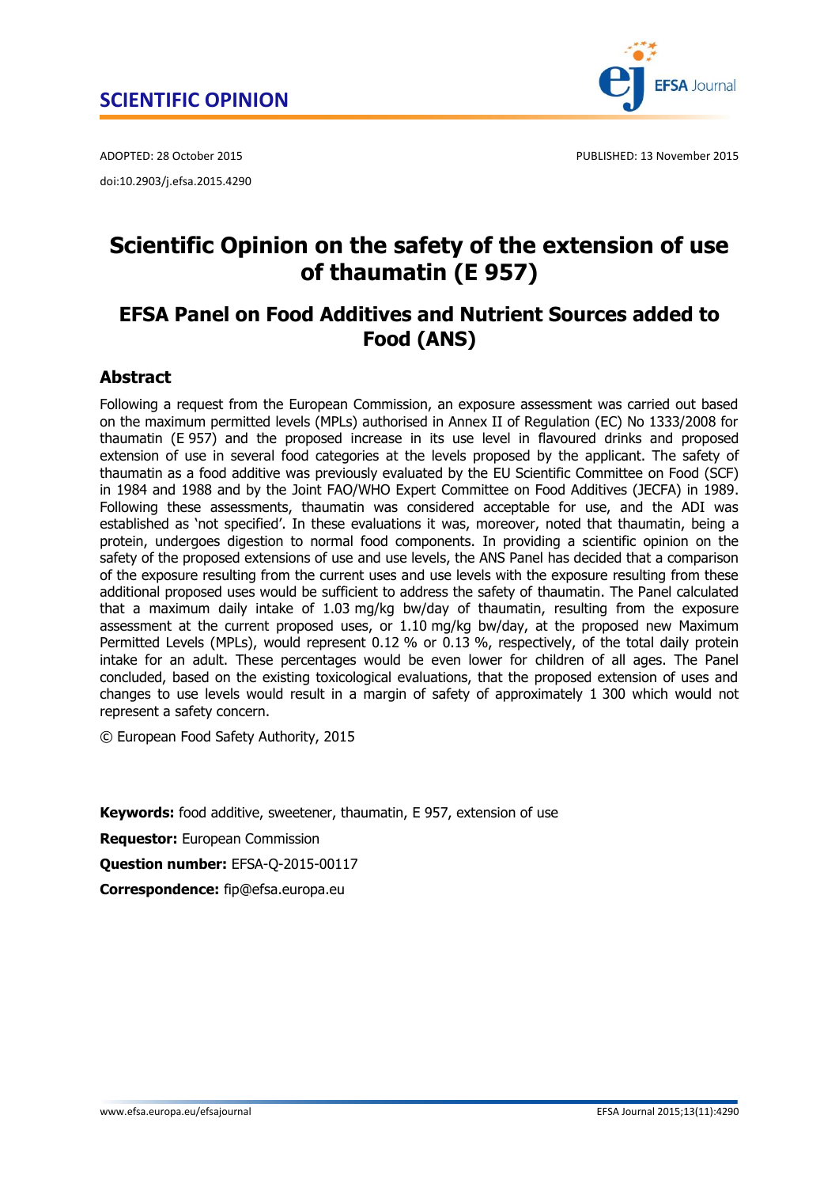SCIENTIFIC OPINION

ADOPTED: 28 October 2015

PUBLISHED: 13 November 2015

doi:10.2903/j.efsa.2015.4290

# Scientific Opinion on the safety of the extension of use of thaumatin (E 957)

## EFSA Panel on Food Additives and Nutrient Sources added to Food (ANS)

## Abstract

Following a request from the European Commission, an exposure assessment was carried out based on the maximum permitted levels (MPLs) authorised in Annex II of Regulation (EC) No 1333/2008 for thaumatin (E 957) and the proposed increase in its use level in flavoured drinks and proposed extension of use in several food categories at the levels proposed by the applicant. The safety of thaumatin as a food additive was previously evaluated by the EU Scientific Committee on Food (SCF) in 1984 and 1988 and by the Joint FAO/WHO Expert Committee on Food Additives (JECFA) in 1989. Following these assessments, thaumatin was considered acceptable for use, and the ADI was established as 'not specified'. In these evaluations it was, moreover, noted that thaumatin, being a protein, undergoes digestion to normal food components. In providing a scientific opinion on the safety of the proposed extensions of use and use levels, the ANS Panel has decided that a comparison of the exposure resulting from the current uses and use levels with the exposure resulting from these additional proposed uses would be sufficient to address the safety of thaumatin. The Panel calculated that a maximum daily intake of 1.03 mg/kg bw/day of thaumatin, resulting from the exposure assessment at the current proposed uses, or 1.10 mg/kg bw/day, at the proposed new Maximum Permitted Levels (MPLs), would represent 0.12 % or 0.13 %, respectively, of the total daily protein intake for an adult. These percentages would be even lower for children of all ages. The Panel concluded, based on the existing toxicological evaluations, that the proposed extension of uses and changes to use levels would result in a margin of safety of approximately 1 300 which would not represent a safety concern.

© European Food Safety Authority, 2015

**Keywords:** food additive, sweetener, thaumatin, E 957, extension of use

**Requestor:** European Commission

**Question number:** EFSA-Q-2015-00117

**Correspondence:** fip@efsa.europa.eu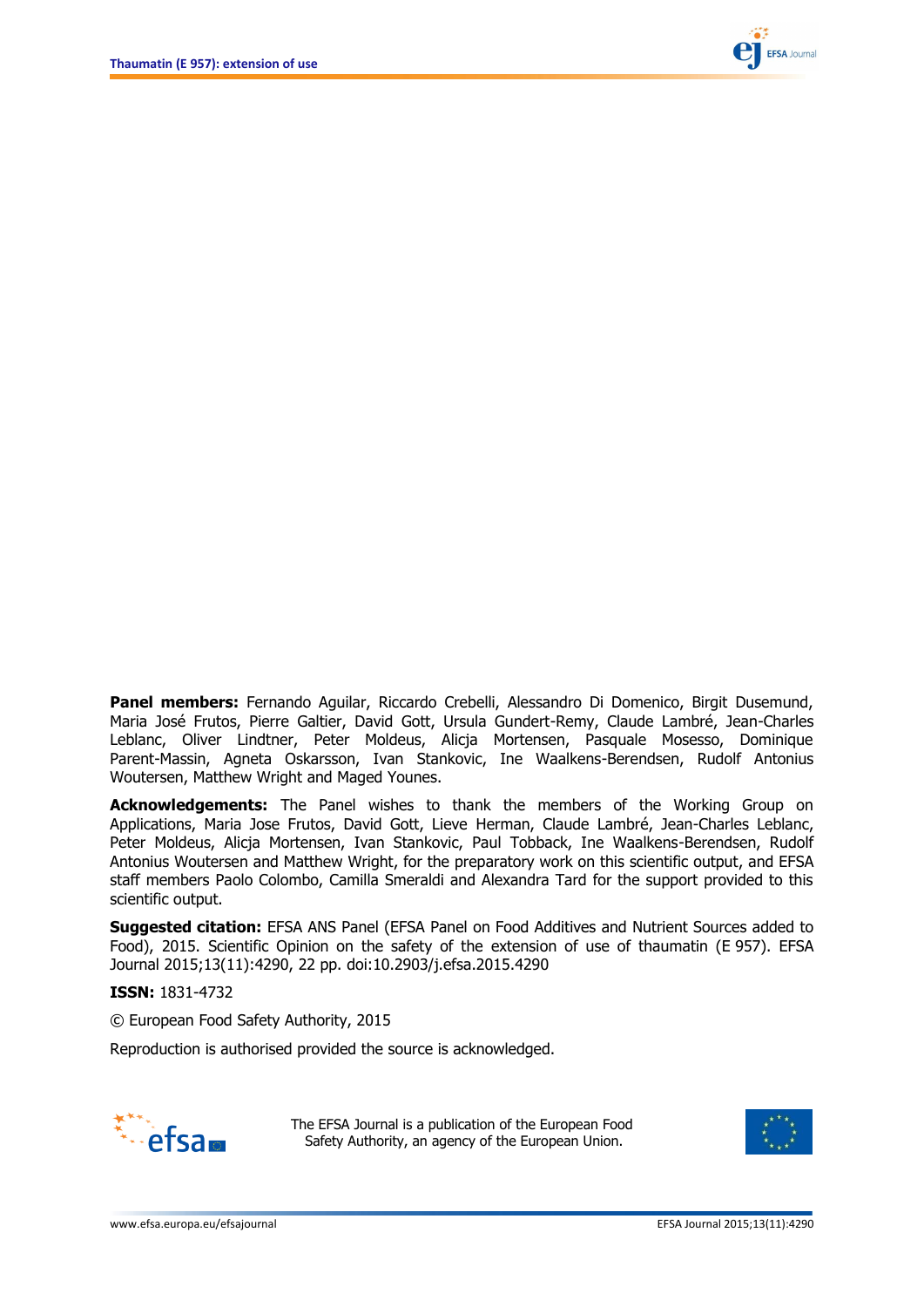**Panel members:** Fernando Aguilar, Riccardo Crebelli, Alessandro Di Domenico, Birgit Dusemund, Maria José Frutos, Pierre Galtier, David Gott, Ursula Gundert-Remy, Claude Lambré, Jean-Charles Leblanc, Oliver Lindtner, Peter Moldeus, Alicja Mortensen, Pasquale Mosesso, Dominique Parent-Massin, Agneta Oskarsson, Ivan Stankovic, Ine Waalkens-Berendsen, Rudolf Antonius Woutersen, Matthew Wright and Maged Younes.

**Acknowledgements:** The Panel wishes to thank the members of the Working Group on Applications, Maria Jose Frutos, David Gott, Lieve Herman, Claude Lambré, Jean-Charles Leblanc, Peter Moldeus, Alicja Mortensen, Ivan Stankovic, Paul Tobback, Ine Waalkens-Berendsen, Rudolf Antonius Woutersen and Matthew Wright, for the preparatory work on this scientific output, and EFSA staff members Paolo Colombo, Camilla Smeraldi and Alexandra Tard for the support provided to this scientific output.

**Suggested citation:** EFSA ANS Panel (EFSA Panel on Food Additives and Nutrient Sources added to Food), 2015. Scientific Opinion on the safety of the extension of use of thaumatin (E 957). EFSA Journal 2015;13(11):4290, 22 pp. doi:10.2903/j.efsa.2015.4290

**ISSN:** 1831-4732

© European Food Safety Authority, 2015

Reproduction is authorised provided the source is acknowledged.

The EFSA Journal is a publication of the European Food Safety Authority, an agency of the European Union.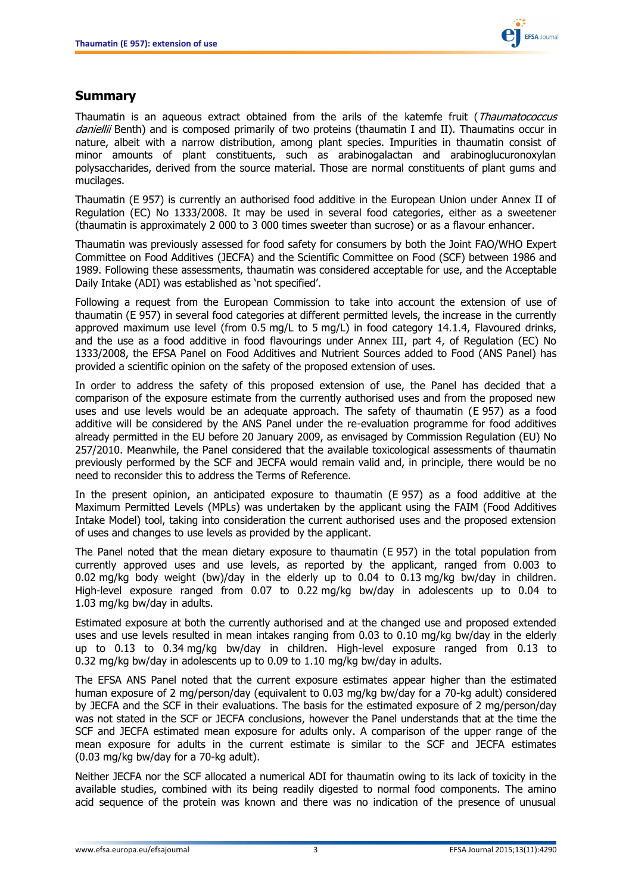## Summary

Thaumatin is an aqueous extract obtained from the arils of the katemfe fruit (*Thaumatococcus daniellii* Benth) and is composed primarily of two proteins (thaumatin I and II). Thaumatins occur in nature, albeit with a narrow distribution, among plant species. Impurities in thaumatin consist of minor amounts of plant constituents, such as arabinogalactan and arabinoglucuronoxylan polysaccharides, derived from the source material. Those are normal constituents of plant gums and mucilages.

Thaumatin (E 957) is currently an authorised food additive in the European Union under Annex II of Regulation (EC) No 1333/2008. It may be used in several food categories, either as a sweetener (thaumatin is approximately 2 000 to 3 000 times sweeter than sucrose) or as a flavour enhancer.

Thaumatin was previously assessed for food safety for consumers by both the Joint FAO/WHO Expert Committee on Food Additives (JECFA) and the Scientific Committee on Food (SCF) between 1986 and 1989. Following these assessments, thaumatin was considered acceptable for use, and the Acceptable Daily Intake (ADI) was established as 'not specified'.

Following a request from the European Commission to take into account the extension of use of thaumatin (E 957) in several food categories at different permitted levels, the increase in the currently approved maximum use level (from 0.5 mg/L to 5 mg/L) in food category 14.1.4, Flavoured drinks, and the use as a food additive in food flavourings under Annex III, part 4, of Regulation (EC) No 1333/2008, the EFSA Panel on Food Additives and Nutrient Sources added to Food (ANS Panel) has provided a scientific opinion on the safety of the proposed extension of uses.

In order to address the safety of this proposed extension of use, the Panel has decided that a comparison of the exposure estimate from the currently authorised uses and from the proposed new uses and use levels would be an adequate approach. The safety of thaumatin (E 957) as a food additive will be considered by the ANS Panel under the re-evaluation programme for food additives already permitted in the EU before 20 January 2009, as envisaged by Commission Regulation (EU) No 257/2010. Meanwhile, the Panel considered that the available toxicological assessments of thaumatin previously performed by the SCF and JECFA would remain valid and, in principle, there would be no need to reconsider this to address the Terms of Reference.

In the present opinion, an anticipated exposure to thaumatin (E 957) as a food additive at the Maximum Permitted Levels (MPLs) was undertaken by the applicant using the FAIM (Food Additives Intake Model) tool, taking into consideration the current authorised uses and the proposed extension of uses and changes to use levels as provided by the applicant.

The Panel noted that the mean dietary exposure to thaumatin (E 957) in the total population from currently approved uses and use levels, as reported by the applicant, ranged from 0.003 to 0.02 mg/kg body weight (bw)/day in the elderly up to 0.04 to 0.13 mg/kg bw/day in children. High-level exposure ranged from 0.07 to 0.22 mg/kg bw/day in adolescents up to 0.04 to 1.03 mg/kg bw/day in adults.

Estimated exposure at both the currently authorised and at the changed use and proposed extended uses and use levels resulted in mean intakes ranging from 0.03 to 0.10 mg/kg bw/day in the elderly up to 0.13 to 0.34 mg/kg bw/day in children. High-level exposure ranged from 0.13 to 0.32 mg/kg bw/day in adolescents up to 0.09 to 1.10 mg/kg bw/day in adults.

The EFSA ANS Panel noted that the current exposure estimates appear higher than the estimated human exposure of 2 mg/person/day (equivalent to 0.03 mg/kg bw/day for a 70-kg adult) considered by JECFA and the SCF in their evaluations. The basis for the estimated exposure of 2 mg/person/day was not stated in the SCF or JECFA conclusions, however the Panel understands that at the time the SCF and JECFA estimated mean exposure for adults only. A comparison of the upper range of the mean exposure for adults in the current estimate is similar to the SCF and JECFA estimates (0.03 mg/kg bw/day for a 70-kg adult).

Neither JECFA nor the SCF allocated a numerical ADI for thaumatin owing to its lack of toxicity in the available studies, combined with its being readily digested to normal food components. The amino acid sequence of the protein was known and there was no indication of the presence of unusual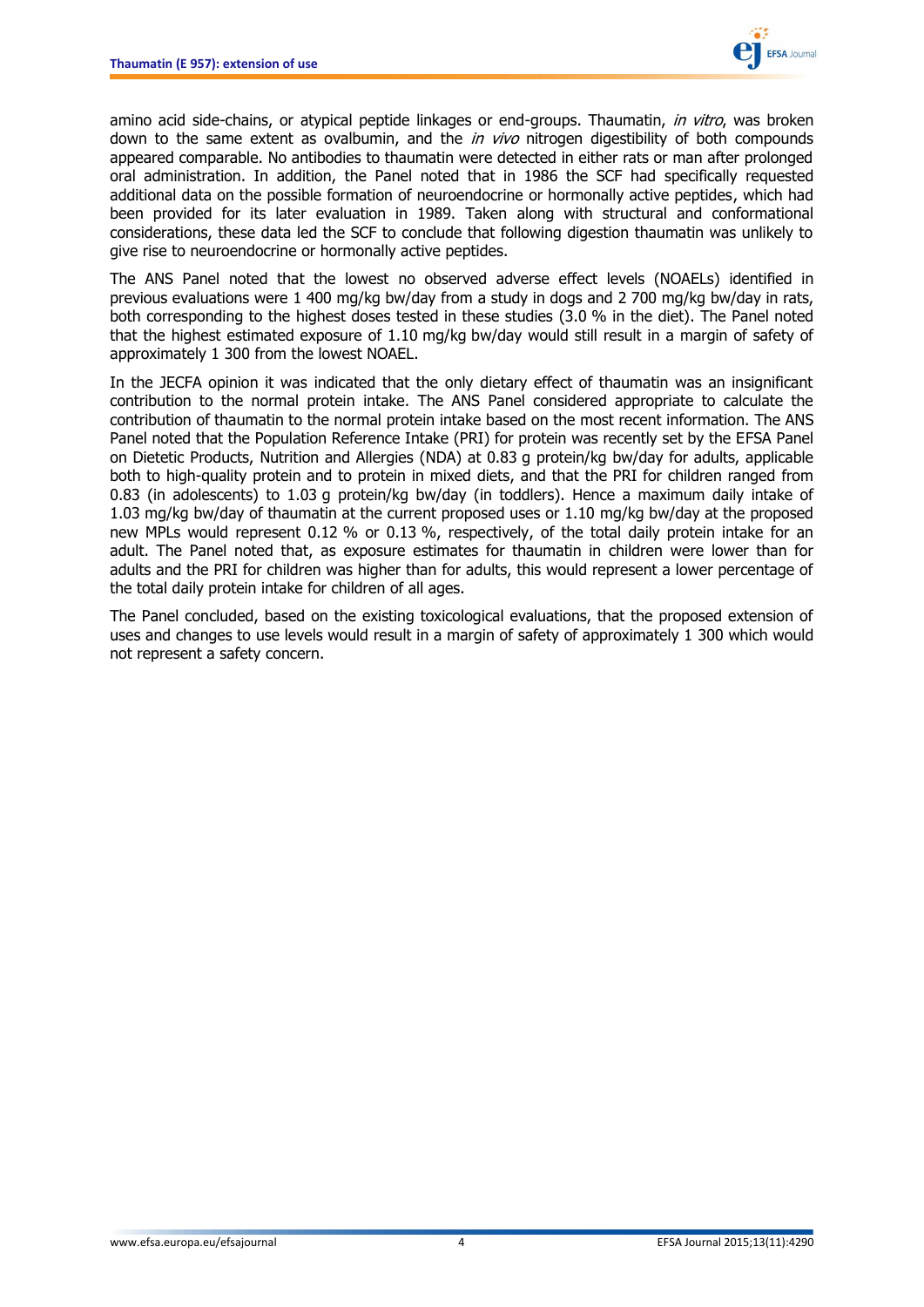amino acid side-chains, or atypical peptide linkages or end-groups. Thaumatin, *in vitro*, was broken down to the same extent as ovalbumin, and the *in vivo* nitrogen digestibility of both compounds appeared comparable. No antibodies to thaumatin were detected in either rats or man after prolonged oral administration. In addition, the Panel noted that in 1986 the SCF had specifically requested additional data on the possible formation of neuroendocrine or hormonally active peptides, which had been provided for its later evaluation in 1989. Taken along with structural and conformational considerations, these data led the SCF to conclude that following digestion thaumatin was unlikely to give rise to neuroendocrine or hormonally active peptides.

The ANS Panel noted that the lowest no observed adverse effect levels (NOAELs) identified in previous evaluations were 1 400 mg/kg bw/day from a study in dogs and 2 700 mg/kg bw/day in rats, both corresponding to the highest doses tested in these studies (3.0 % in the diet). The Panel noted that the highest estimated exposure of 1.10 mg/kg bw/day would still result in a margin of safety of approximately 1 300 from the lowest NOAEL.

In the JECFA opinion it was indicated that the only dietary effect of thaumatin was an insignificant contribution to the normal protein intake. The ANS Panel considered appropriate to calculate the contribution of thaumatin to the normal protein intake based on the most recent information. The ANS Panel noted that the Population Reference Intake (PRI) for protein was recently set by the EFSA Panel on Dietetic Products, Nutrition and Allergies (NDA) at 0.83 g protein/kg bw/day for adults, applicable both to high-quality protein and to protein in mixed diets, and that the PRI for children ranged from 0.83 (in adolescents) to 1.03 g protein/kg bw/day (in toddlers). Hence a maximum daily intake of 1.03 mg/kg bw/day of thaumatin at the current proposed uses or 1.10 mg/kg bw/day at the proposed new MPLs would represent 0.12 % or 0.13 %, respectively, of the total daily protein intake for an adult. The Panel noted that, as exposure estimates for thaumatin in children were lower than for adults and the PRI for children was higher than for adults, this would represent a lower percentage of the total daily protein intake for children of all ages.

The Panel concluded, based on the existing toxicological evaluations, that the proposed extension of uses and changes to use levels would result in a margin of safety of approximately 1 300 which would not represent a safety concern.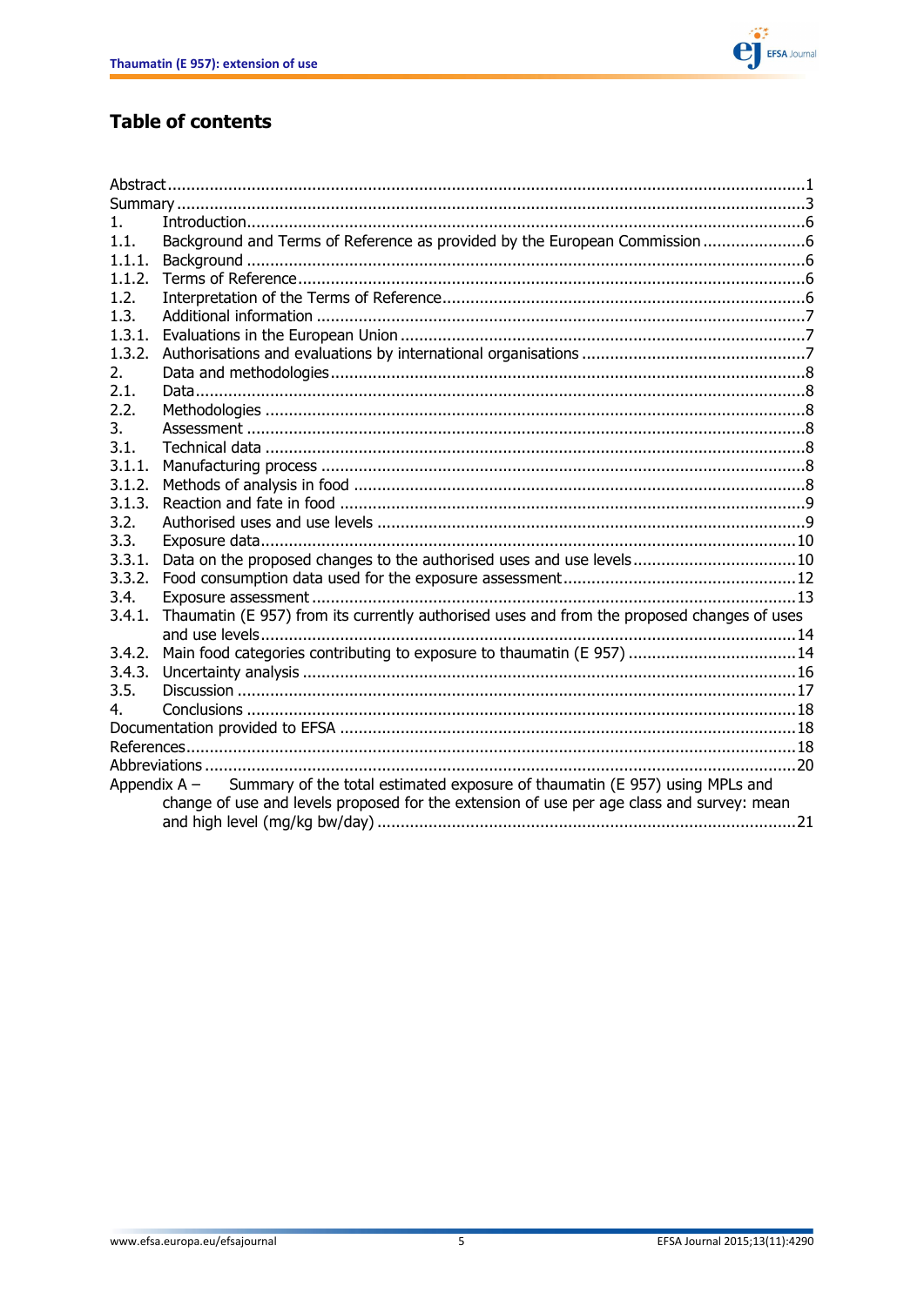## Table of contents

Abstract ........................................................................................................................................1
Summary ........................................................................................................................................3
1. Introduction........................................................................................................................................6
1.1. Background and Terms of Reference as provided by the European Commission ........................6
1.1.1. Background ........................................................................................................................................6
1.1.2. Terms of Reference........................................................................................................................................6
1.2. Interpretation of the Terms of Reference........................................................................................................................................6
1.3. Additional information ........................................................................................................................................7
1.3.1. Evaluations in the European Union ........................................................................................................................................7
1.3.2. Authorisations and evaluations by international organisations ........................................................................................................................................7
2. Data and methodologies........................................................................................................................................8
2.1. Data........................................................................................................................................8
2.2. Methodologies ........................................................................................................................................8
3. Assessment ........................................................................................................................................8
3.1. Technical data ........................................................................................................................................8
3.1.1. Manufacturing process ........................................................................................................................................8
3.1.2. Methods of analysis in food ........................................................................................................................................8
3.1.3. Reaction and fate in food ........................................................................................................................................9
3.2. Authorised uses and use levels ........................................................................................................................................9
3.3. Exposure data........................................................................................................................................10
3.3.1. Data on the proposed changes to the authorised uses and use levels........................................................................................................................................10
3.3.2. Food consumption data used for the exposure assessment........................................................................................................................................12
3.4. Exposure assessment ........................................................................................................................................13
3.4.1. Thaumatin (E 957) from its currently authorised uses and from the proposed changes of uses and use levels........................................................................................................................................14
3.4.2. Main food categories contributing to exposure to thaumatin (E 957) ........................................................................................................................................14
3.4.3. Uncertainty analysis ........................................................................................................................................16
3.5. Discussion ........................................................................................................................................17
4. Conclusions ........................................................................................................................................18
Documentation provided to EFSA ........................................................................................................................................18
References........................................................................................................................................18
Abbreviations ........................................................................................................................................20
Appendix A – Summary of the total estimated exposure of thaumatin (E 957) using MPLs and change of use and levels proposed for the extension of use per age class and survey: mean and high level (mg/kg bw/day) ........................................................................................................................................21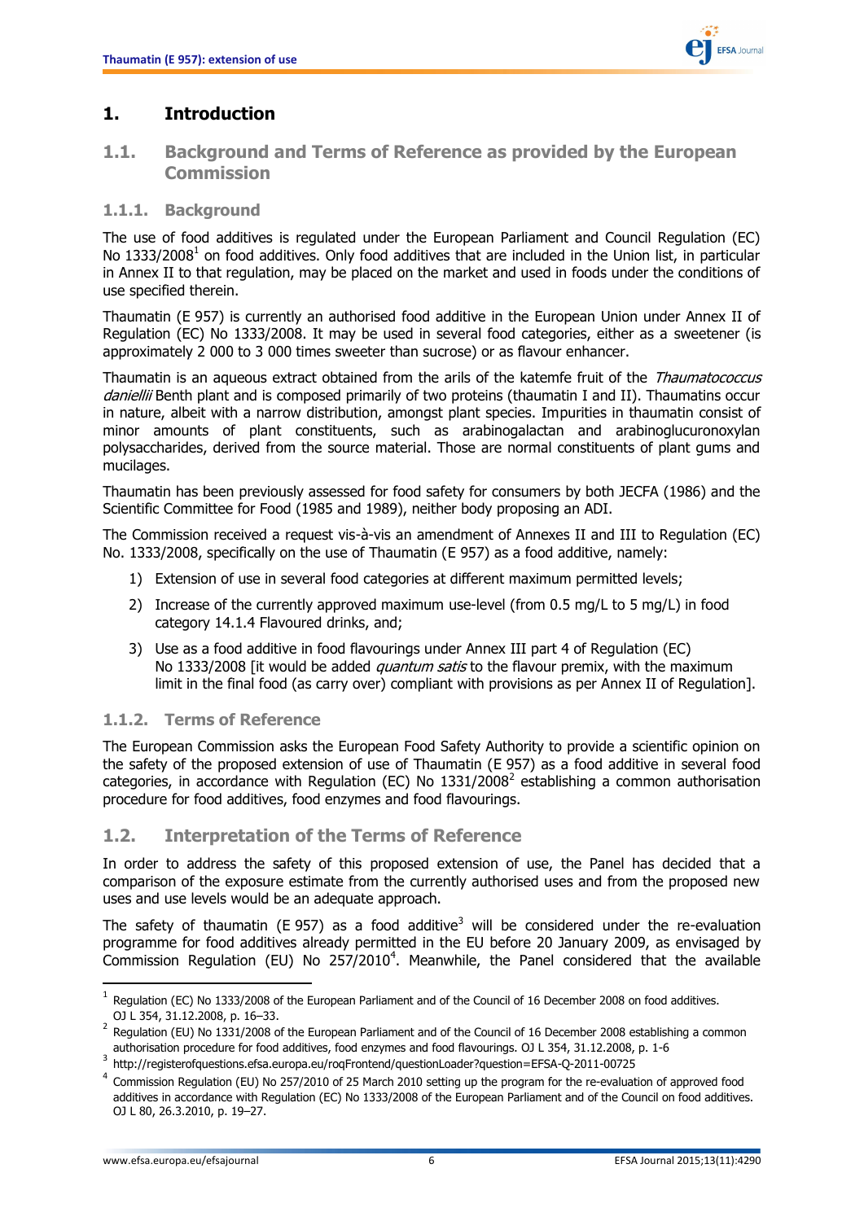# 1. Introduction

## 1.1. Background and Terms of Reference as provided by the European Commission

### 1.1.1. Background

The use of food additives is regulated under the European Parliament and Council Regulation (EC) No 1333/2008[1] on food additives. Only food additives that are included in the Union list, in particular in Annex II to that regulation, may be placed on the market and used in foods under the conditions of use specified therein.

Thaumatin (E 957) is currently an authorised food additive in the European Union under Annex II of Regulation (EC) No 1333/2008. It may be used in several food categories, either as a sweetener (is approximately 2 000 to 3 000 times sweeter than sucrose) or as flavour enhancer.

Thaumatin is an aqueous extract obtained from the arils of the katemfe fruit of the *Thaumatococcus daniellii* Benth plant and is composed primarily of two proteins (thaumatin I and II). Thaumatins occur in nature, albeit with a narrow distribution, amongst plant species. Impurities in thaumatin consist of minor amounts of plant constituents, such as arabinogalactan and arabinoglucuronoxylan polysaccharides, derived from the source material. Those are normal constituents of plant gums and mucilages.

Thaumatin has been previously assessed for food safety for consumers by both JECFA (1986) and the Scientific Committee for Food (1985 and 1989), neither body proposing an ADI.

The Commission received a request vis-à-vis an amendment of Annexes II and III to Regulation (EC) No. 1333/2008, specifically on the use of Thaumatin (E 957) as a food additive, namely:

1) Extension of use in several food categories at different maximum permitted levels;
2) Increase of the currently approved maximum use-level (from 0.5 mg/L to 5 mg/L) in food category 14.1.4 Flavoured drinks, and;
3) Use as a food additive in food flavourings under Annex III part 4 of Regulation (EC) No 1333/2008 [it would be added *quantum satis* to the flavour premix, with the maximum limit in the final food (as carry over) compliant with provisions as per Annex II of Regulation].

### 1.1.2. Terms of Reference

The European Commission asks the European Food Safety Authority to provide a scientific opinion on the safety of the proposed extension of use of Thaumatin (E 957) as a food additive in several food categories, in accordance with Regulation (EC) No 1331/2008[2] establishing a common authorisation procedure for food additives, food enzymes and food flavourings.

## 1.2. Interpretation of the Terms of Reference

In order to address the safety of this proposed extension of use, the Panel has decided that a comparison of the exposure estimate from the currently authorised uses and from the proposed new uses and use levels would be an adequate approach.

The safety of thaumatin (E 957) as a food additive[3] will be considered under the re-evaluation programme for food additives already permitted in the EU before 20 January 2009, as envisaged by Commission Regulation (EU) No 257/2010[4]. Meanwhile, the Panel considered that the available

---

[1] Regulation (EC) No 1333/2008 of the European Parliament and of the Council of 16 December 2008 on food additives. OJ L 354, 31.12.2008, p. 16–33.

[2] Regulation (EU) No 1331/2008 of the European Parliament and of the Council of 16 December 2008 establishing a common authorisation procedure for food additives, food enzymes and food flavourings. OJ L 354, 31.12.2008, p. 1-6

[3] http://registerofquestions.efsa.europa.eu/roqFrontend/questionLoader?question=EFSA-Q-2011-00725

[4] Commission Regulation (EU) No 257/2010 of 25 March 2010 setting up the program for the re-evaluation of approved food additives in accordance with Regulation (EC) No 1333/2008 of the European Parliament and of the Council on food additives. OJ L 80, 26.3.2010, p. 19–27.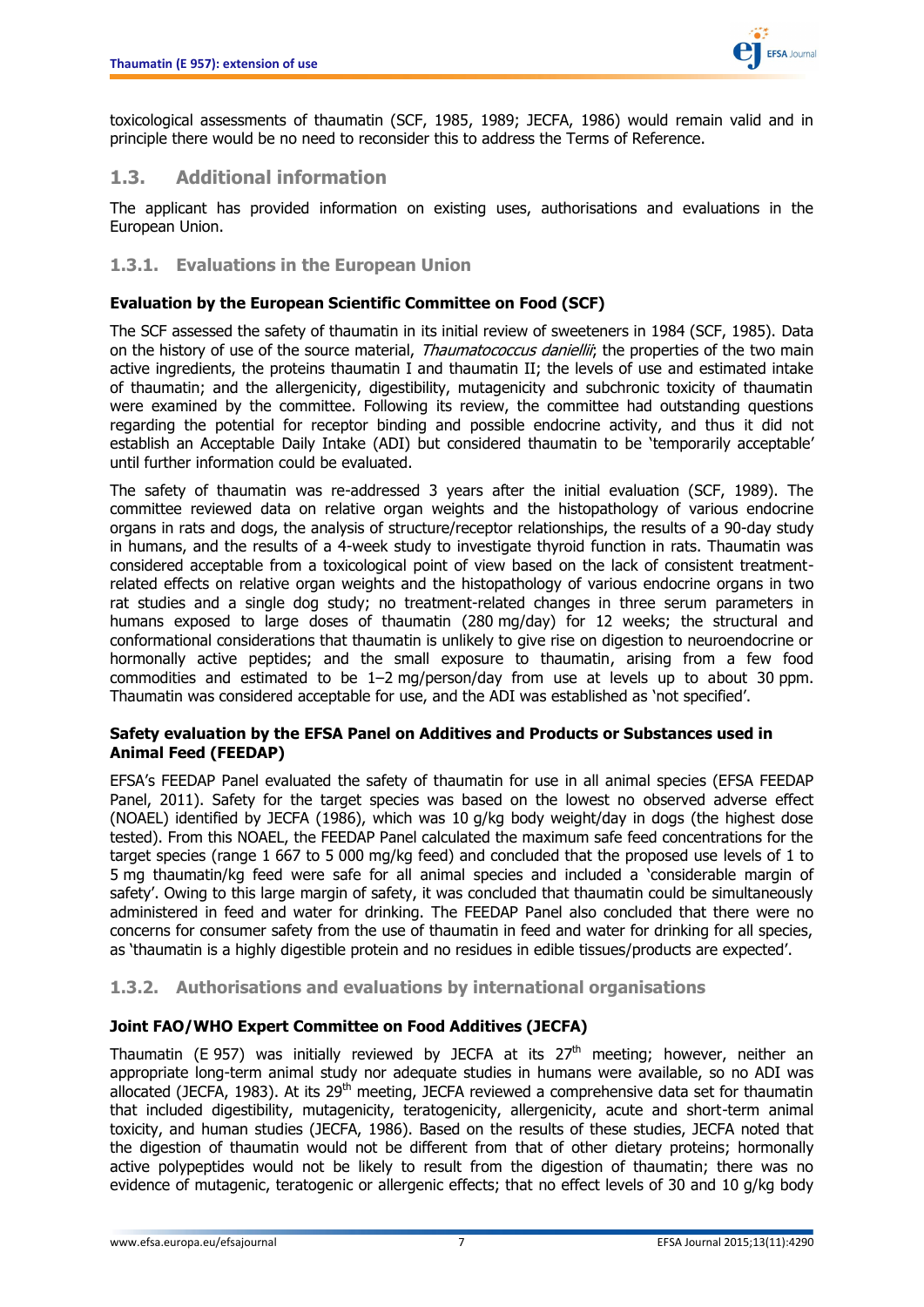toxicological assessments of thaumatin (SCF, 1985, 1989; JECFA, 1986) would remain valid and in principle there would be no need to reconsider this to address the Terms of Reference.

## 1.3. Additional information

The applicant has provided information on existing uses, authorisations and evaluations in the European Union.

### 1.3.1. Evaluations in the European Union

**Evaluation by the European Scientific Committee on Food (SCF)**

The SCF assessed the safety of thaumatin in its initial review of sweeteners in 1984 (SCF, 1985). Data on the history of use of the source material, *Thaumatococcus daniellii*; the properties of the two main active ingredients, the proteins thaumatin I and thaumatin II; the levels of use and estimated intake of thaumatin; and the allergenicity, digestibility, mutagenicity and subchronic toxicity of thaumatin were examined by the committee. Following its review, the committee had outstanding questions regarding the potential for receptor binding and possible endocrine activity, and thus it did not establish an Acceptable Daily Intake (ADI) but considered thaumatin to be 'temporarily acceptable' until further information could be evaluated.

The safety of thaumatin was re-addressed 3 years after the initial evaluation (SCF, 1989). The committee reviewed data on relative organ weights and the histopathology of various endocrine organs in rats and dogs, the analysis of structure/receptor relationships, the results of a 90-day study in humans, and the results of a 4-week study to investigate thyroid function in rats. Thaumatin was considered acceptable from a toxicological point of view based on the lack of consistent treatment-related effects on relative organ weights and the histopathology of various endocrine organs in two rat studies and a single dog study; no treatment-related changes in three serum parameters in humans exposed to large doses of thaumatin (280 mg/day) for 12 weeks; the structural and conformational considerations that thaumatin is unlikely to give rise on digestion to neuroendocrine or hormonally active peptides; and the small exposure to thaumatin, arising from a few food commodities and estimated to be 1–2 mg/person/day from use at levels up to about 30 ppm. Thaumatin was considered acceptable for use, and the ADI was established as 'not specified'.

**Safety evaluation by the EFSA Panel on Additives and Products or Substances used in Animal Feed (FEEDAP)**

EFSA's FEEDAP Panel evaluated the safety of thaumatin for use in all animal species (EFSA FEEDAP Panel, 2011). Safety for the target species was based on the lowest no observed adverse effect (NOAEL) identified by JECFA (1986), which was 10 g/kg body weight/day in dogs (the highest dose tested). From this NOAEL, the FEEDAP Panel calculated the maximum safe feed concentrations for the target species (range 1 667 to 5 000 mg/kg feed) and concluded that the proposed use levels of 1 to 5 mg thaumatin/kg feed were safe for all animal species and included a 'considerable margin of safety'. Owing to this large margin of safety, it was concluded that thaumatin could be simultaneously administered in feed and water for drinking. The FEEDAP Panel also concluded that there were no concerns for consumer safety from the use of thaumatin in feed and water for drinking for all species, as 'thaumatin is a highly digestible protein and no residues in edible tissues/products are expected'.

### 1.3.2. Authorisations and evaluations by international organisations

**Joint FAO/WHO Expert Committee on Food Additives (JECFA)**

Thaumatin (E 957) was initially reviewed by JECFA at its 27th meeting; however, neither an appropriate long-term animal study nor adequate studies in humans were available, so no ADI was allocated (JECFA, 1983). At its 29th meeting, JECFA reviewed a comprehensive data set for thaumatin that included digestibility, mutagenicity, teratogenicity, allergenicity, acute and short-term animal toxicity, and human studies (JECFA, 1986). Based on the results of these studies, JECFA noted that the digestion of thaumatin would not be different from that of other dietary proteins; hormonally active polypeptides would not be likely to result from the digestion of thaumatin; there was no evidence of mutagenic, teratogenic or allergenic effects; that no effect levels of 30 and 10 g/kg body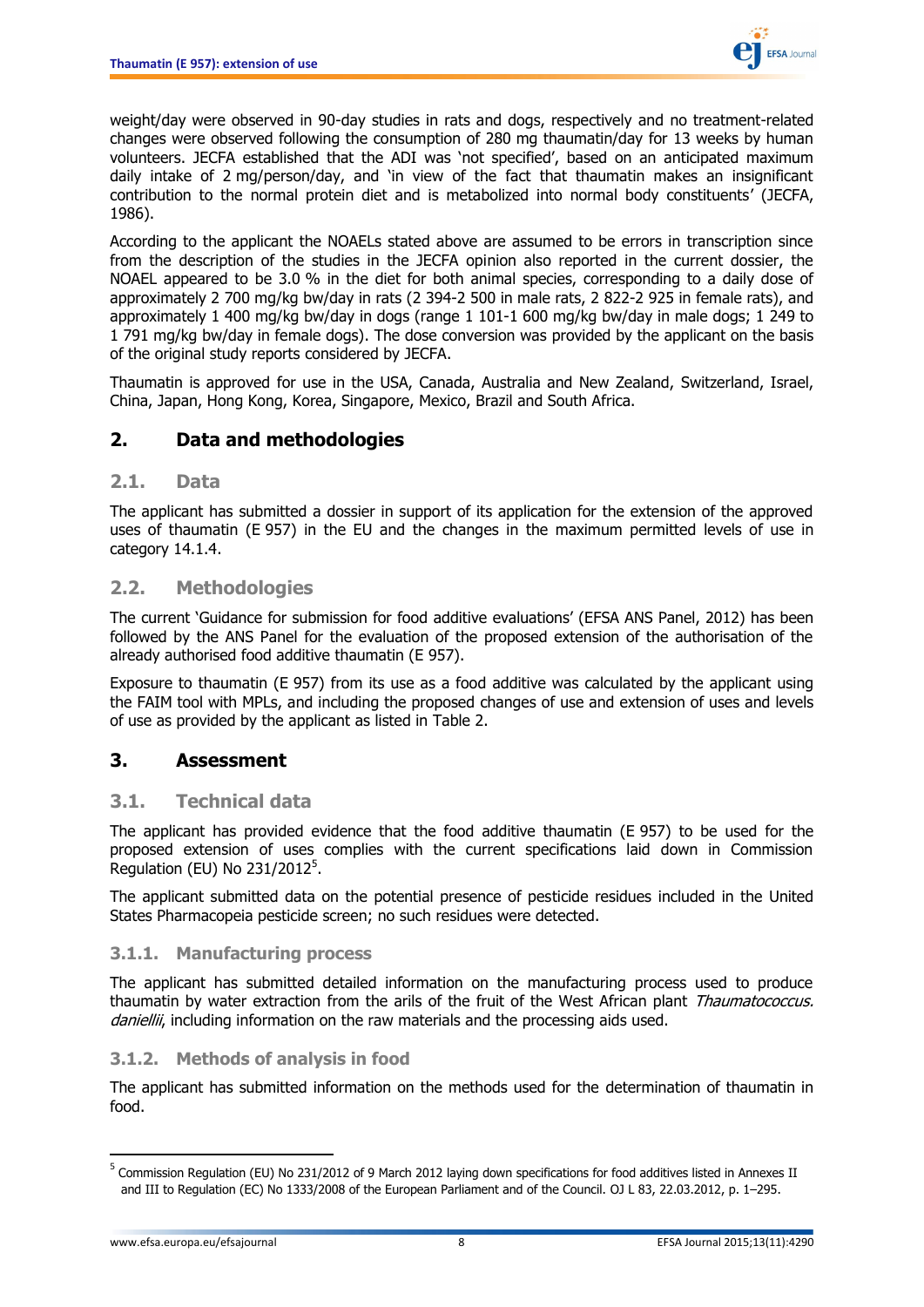weight/day were observed in 90-day studies in rats and dogs, respectively and no treatment-related changes were observed following the consumption of 280 mg thaumatin/day for 13 weeks by human volunteers. JECFA established that the ADI was 'not specified', based on an anticipated maximum daily intake of 2 mg/person/day, and 'in view of the fact that thaumatin makes an insignificant contribution to the normal protein diet and is metabolized into normal body constituents' (JECFA, 1986).

According to the applicant the NOAELs stated above are assumed to be errors in transcription since from the description of the studies in the JECFA opinion also reported in the current dossier, the NOAEL appeared to be 3.0 % in the diet for both animal species, corresponding to a daily dose of approximately 2 700 mg/kg bw/day in rats (2 394-2 500 in male rats, 2 822-2 925 in female rats), and approximately 1 400 mg/kg bw/day in dogs (range 1 101-1 600 mg/kg bw/day in male dogs; 1 249 to 1 791 mg/kg bw/day in female dogs). The dose conversion was provided by the applicant on the basis of the original study reports considered by JECFA.

Thaumatin is approved for use in the USA, Canada, Australia and New Zealand, Switzerland, Israel, China, Japan, Hong Kong, Korea, Singapore, Mexico, Brazil and South Africa.

# 2. Data and methodologies

## 2.1. Data

The applicant has submitted a dossier in support of its application for the extension of the approved uses of thaumatin (E 957) in the EU and the changes in the maximum permitted levels of use in category 14.1.4.

## 2.2. Methodologies

The current 'Guidance for submission for food additive evaluations' (EFSA ANS Panel, 2012) has been followed by the ANS Panel for the evaluation of the proposed extension of the authorisation of the already authorised food additive thaumatin (E 957).

Exposure to thaumatin (E 957) from its use as a food additive was calculated by the applicant using the FAIM tool with MPLs, and including the proposed changes of use and extension of uses and levels of use as provided by the applicant as listed in Table 2.

# 3. Assessment

## 3.1. Technical data

The applicant has provided evidence that the food additive thaumatin (E 957) to be used for the proposed extension of uses complies with the current specifications laid down in Commission Regulation (EU) No 231/2012[5].

The applicant submitted data on the potential presence of pesticide residues included in the United States Pharmacopeia pesticide screen; no such residues were detected.

### 3.1.1. Manufacturing process

The applicant has submitted detailed information on the manufacturing process used to produce thaumatin by water extraction from the arils of the fruit of the West African plant *Thaumatococcus. daniellii*, including information on the raw materials and the processing aids used.

### 3.1.2. Methods of analysis in food

The applicant has submitted information on the methods used for the determination of thaumatin in food.

---

[5] Commission Regulation (EU) No 231/2012 of 9 March 2012 laying down specifications for food additives listed in Annexes II and III to Regulation (EC) No 1333/2008 of the European Parliament and of the Council. OJ L 83, 22.03.2012, p. 1–295.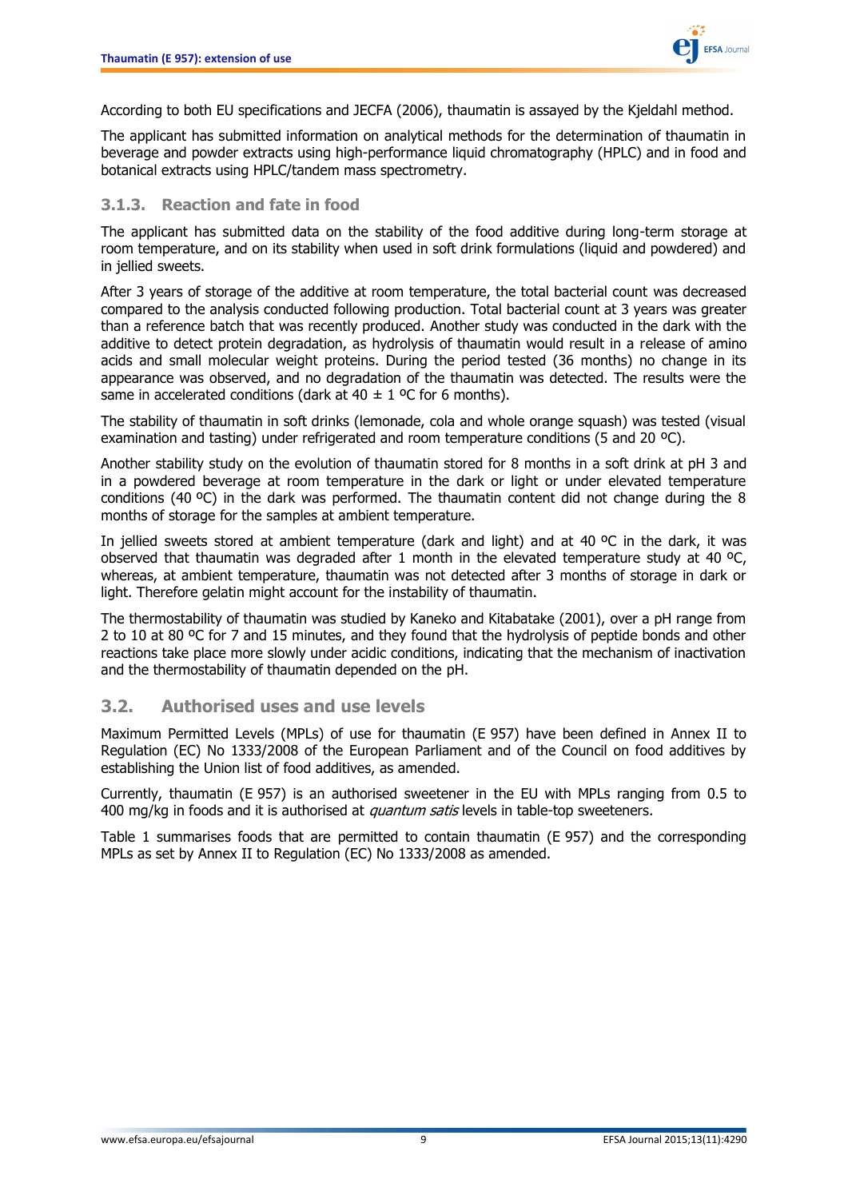According to both EU specifications and JECFA (2006), thaumatin is assayed by the Kjeldahl method.

The applicant has submitted information on analytical methods for the determination of thaumatin in beverage and powder extracts using high-performance liquid chromatography (HPLC) and in food and botanical extracts using HPLC/tandem mass spectrometry.

### 3.1.3. Reaction and fate in food

The applicant has submitted data on the stability of the food additive during long-term storage at room temperature, and on its stability when used in soft drink formulations (liquid and powdered) and in jellied sweets.

After 3 years of storage of the additive at room temperature, the total bacterial count was decreased compared to the analysis conducted following production. Total bacterial count at 3 years was greater than a reference batch that was recently produced. Another study was conducted in the dark with the additive to detect protein degradation, as hydrolysis of thaumatin would result in a release of amino acids and small molecular weight proteins. During the period tested (36 months) no change in its appearance was observed, and no degradation of the thaumatin was detected. The results were the same in accelerated conditions (dark at 40 ± 1 ºC for 6 months).

The stability of thaumatin in soft drinks (lemonade, cola and whole orange squash) was tested (visual examination and tasting) under refrigerated and room temperature conditions (5 and 20 ºC).

Another stability study on the evolution of thaumatin stored for 8 months in a soft drink at pH 3 and in a powdered beverage at room temperature in the dark or light or under elevated temperature conditions (40 ºC) in the dark was performed. The thaumatin content did not change during the 8 months of storage for the samples at ambient temperature.

In jellied sweets stored at ambient temperature (dark and light) and at 40 ºC in the dark, it was observed that thaumatin was degraded after 1 month in the elevated temperature study at 40 ºC, whereas, at ambient temperature, thaumatin was not detected after 3 months of storage in dark or light. Therefore gelatin might account for the instability of thaumatin.

The thermostability of thaumatin was studied by Kaneko and Kitabatake (2001), over a pH range from 2 to 10 at 80 ºC for 7 and 15 minutes, and they found that the hydrolysis of peptide bonds and other reactions take place more slowly under acidic conditions, indicating that the mechanism of inactivation and the thermostability of thaumatin depended on the pH.

## 3.2. Authorised uses and use levels

Maximum Permitted Levels (MPLs) of use for thaumatin (E 957) have been defined in Annex II to Regulation (EC) No 1333/2008 of the European Parliament and of the Council on food additives by establishing the Union list of food additives, as amended.

Currently, thaumatin (E 957) is an authorised sweetener in the EU with MPLs ranging from 0.5 to 400 mg/kg in foods and it is authorised at *quantum satis* levels in table-top sweeteners.

Table 1 summarises foods that are permitted to contain thaumatin (E 957) and the corresponding MPLs as set by Annex II to Regulation (EC) No 1333/2008 as amended.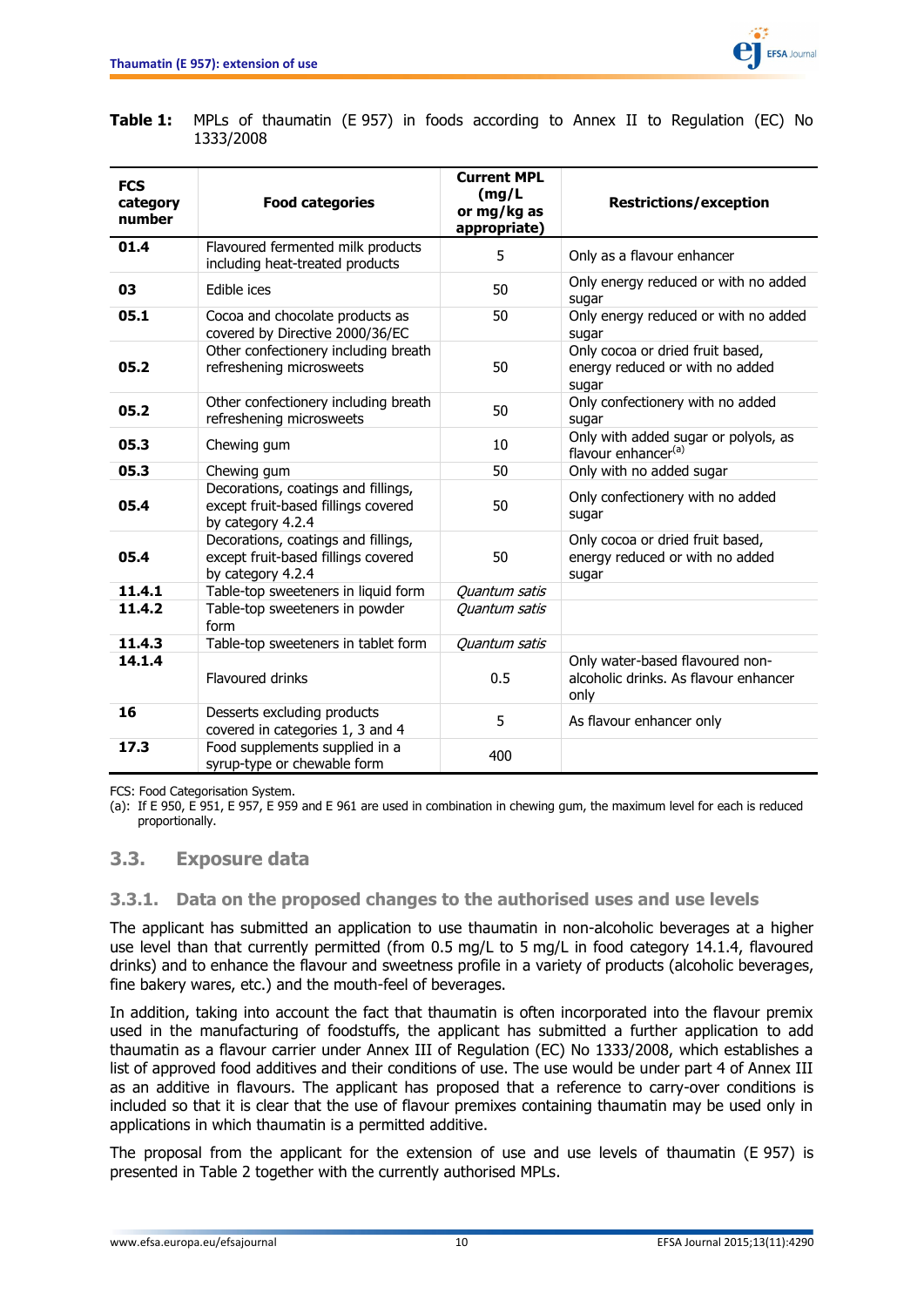**Table 1:** MPLs of thaumatin (E 957) in foods according to Annex II to Regulation (EC) No 1333/2008

| FCS category number | Food categories | Current MPL (mg/L or mg/kg as appropriate) | Restrictions/exception |
|---|---|---|---|
| **01.4** | Flavoured fermented milk products including heat-treated products | 5 | Only as a flavour enhancer |
| **03** | Edible ices | 50 | Only energy reduced or with no added sugar |
| **05.1** | Cocoa and chocolate products as covered by Directive 2000/36/EC | 50 | Only energy reduced or with no added sugar |
| **05.2** | Other confectionery including breath refreshening microsweets | 50 | Only cocoa or dried fruit based, energy reduced or with no added sugar |
| **05.2** | Other confectionery including breath refreshening microsweets | 50 | Only confectionery with no added sugar |
| **05.3** | Chewing gum | 10 | Only with added sugar or polyols, as flavour enhancer[(a)] |
| **05.3** | Chewing gum | 50 | Only with no added sugar |
| **05.4** | Decorations, coatings and fillings, except fruit-based fillings covered by category 4.2.4 | 50 | Only confectionery with no added sugar |
| **05.4** | Decorations, coatings and fillings, except fruit-based fillings covered by category 4.2.4 | 50 | Only cocoa or dried fruit based, energy reduced or with no added sugar |
| **11.4.1** | Table-top sweeteners in liquid form | *Quantum satis* | |
| **11.4.2** | Table-top sweeteners in powder form | *Quantum satis* | |
| **11.4.3** | Table-top sweeteners in tablet form | *Quantum satis* | |
| **14.1.4** | Flavoured drinks | 0.5 | Only water-based flavoured non-alcoholic drinks. As flavour enhancer only |
| **16** | Desserts excluding products covered in categories 1, 3 and 4 | 5 | As flavour enhancer only |
| **17.3** | Food supplements supplied in a syrup-type or chewable form | 400 | |

FCS: Food Categorisation System.

(a): If E 950, E 951, E 957, E 959 and E 961 are used in combination in chewing gum, the maximum level for each is reduced proportionally.

## 3.3. Exposure data

### 3.3.1. Data on the proposed changes to the authorised uses and use levels

The applicant has submitted an application to use thaumatin in non-alcoholic beverages at a higher use level than that currently permitted (from 0.5 mg/L to 5 mg/L in food category 14.1.4, flavoured drinks) and to enhance the flavour and sweetness profile in a variety of products (alcoholic beverages, fine bakery wares, etc.) and the mouth-feel of beverages.

In addition, taking into account the fact that thaumatin is often incorporated into the flavour premix used in the manufacturing of foodstuffs, the applicant has submitted a further application to add thaumatin as a flavour carrier under Annex III of Regulation (EC) No 1333/2008, which establishes a list of approved food additives and their conditions of use. The use would be under part 4 of Annex III as an additive in flavours. The applicant has proposed that a reference to carry-over conditions is included so that it is clear that the use of flavour premixes containing thaumatin may be used only in applications in which thaumatin is a permitted additive.

The proposal from the applicant for the extension of use and use levels of thaumatin (E 957) is presented in Table 2 together with the currently authorised MPLs.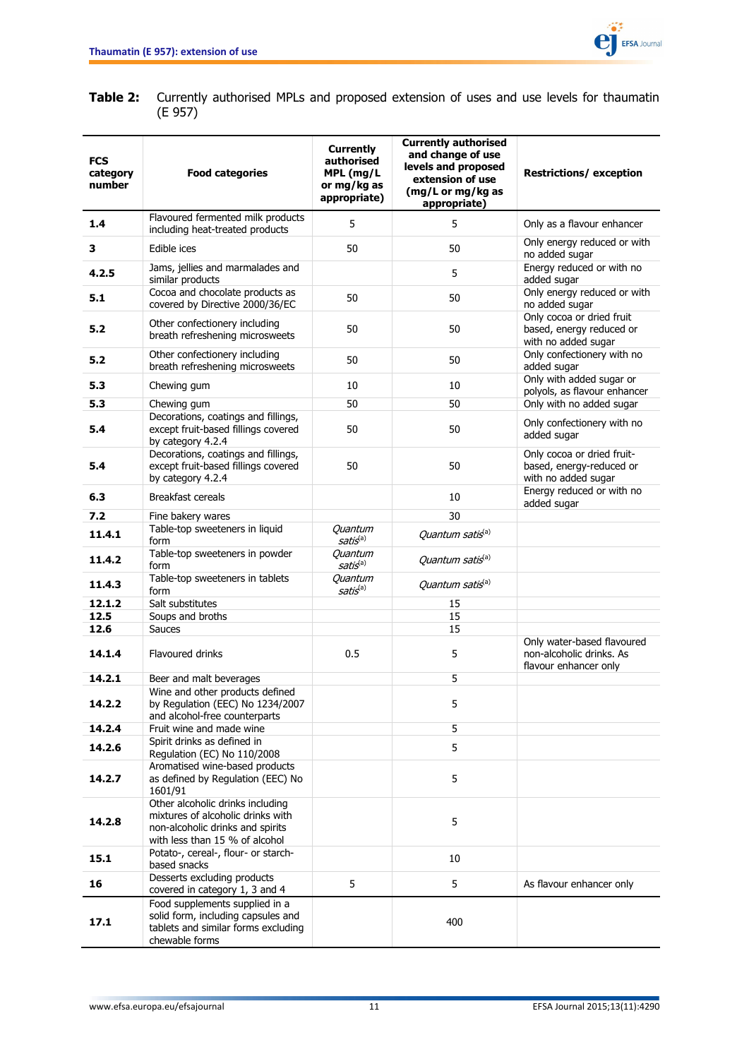**Table 2:** Currently authorised MPLs and proposed extension of uses and use levels for thaumatin (E 957)

| FCS category number | Food categories | Currently authorised MPL (mg/L or mg/kg as appropriate) | Currently authorised and change of use levels and proposed extension of use (mg/L or mg/kg as appropriate) | Restrictions/ exception |
|---|---|---|---|---|
| **1.4** | Flavoured fermented milk products including heat-treated products | 5 | 5 | Only as a flavour enhancer |
| **3** | Edible ices | 50 | 50 | Only energy reduced or with no added sugar |
| **4.2.5** | Jams, jellies and marmalades and similar products | | 5 | Energy reduced or with no added sugar |
| **5.1** | Cocoa and chocolate products as covered by Directive 2000/36/EC | 50 | 50 | Only energy reduced or with no added sugar |
| **5.2** | Other confectionery including breath refreshening microsweets | 50 | 50 | Only cocoa or dried fruit based, energy reduced or with no added sugar |
| **5.2** | Other confectionery including breath refreshening microsweets | 50 | 50 | Only confectionery with no added sugar |
| **5.3** | Chewing gum | 10 | 10 | Only with added sugar or polyols, as flavour enhancer |
| **5.3** | Chewing gum | 50 | 50 | Only with no added sugar |
| **5.4** | Decorations, coatings and fillings, except fruit-based fillings covered by category 4.2.4 | 50 | 50 | Only confectionery with no added sugar |
| **5.4** | Decorations, coatings and fillings, except fruit-based fillings covered by category 4.2.4 | 50 | 50 | Only cocoa or dried fruit-based, energy-reduced or with no added sugar |
| **6.3** | Breakfast cereals | | 10 | Energy reduced or with no added sugar |
| **7.2** | Fine bakery wares | | 30 | |
| **11.4.1** | Table-top sweeteners in liquid form | *Quantum satis*[(a)] | *Quantum satis*[(a)] | |
| **11.4.2** | Table-top sweeteners in powder form | *Quantum satis*[(a)] | *Quantum satis*[(a)] | |
| **11.4.3** | Table-top sweeteners in tablets form | *Quantum satis*[(a)] | *Quantum satis*[(a)] | |
| **12.1.2** | Salt substitutes | | 15 | |
| **12.5** | Soups and broths | | 15 | |
| **12.6** | Sauces | | 15 | |
| **14.1.4** | Flavoured drinks | 0.5 | 5 | Only water-based flavoured non-alcoholic drinks. As flavour enhancer only |
| **14.2.1** | Beer and malt beverages | | 5 | |
| **14.2.2** | Wine and other products defined by Regulation (EEC) No 1234/2007 and alcohol-free counterparts | | 5 | |
| **14.2.4** | Fruit wine and made wine | | 5 | |
| **14.2.6** | Spirit drinks as defined in Regulation (EC) No 110/2008 | | 5 | |
| **14.2.7** | Aromatised wine-based products as defined by Regulation (EEC) No 1601/91 | | 5 | |
| **14.2.8** | Other alcoholic drinks including mixtures of alcoholic drinks with non-alcoholic drinks and spirits with less than 15 % of alcohol | | 5 | |
| **15.1** | Potato-, cereal-, flour- or starch-based snacks | | 10 | |
| **16** | Desserts excluding products covered in category 1, 3 and 4 | 5 | 5 | As flavour enhancer only |
| **17.1** | Food supplements supplied in a solid form, including capsules and tablets and similar forms excluding chewable forms | | 400 | |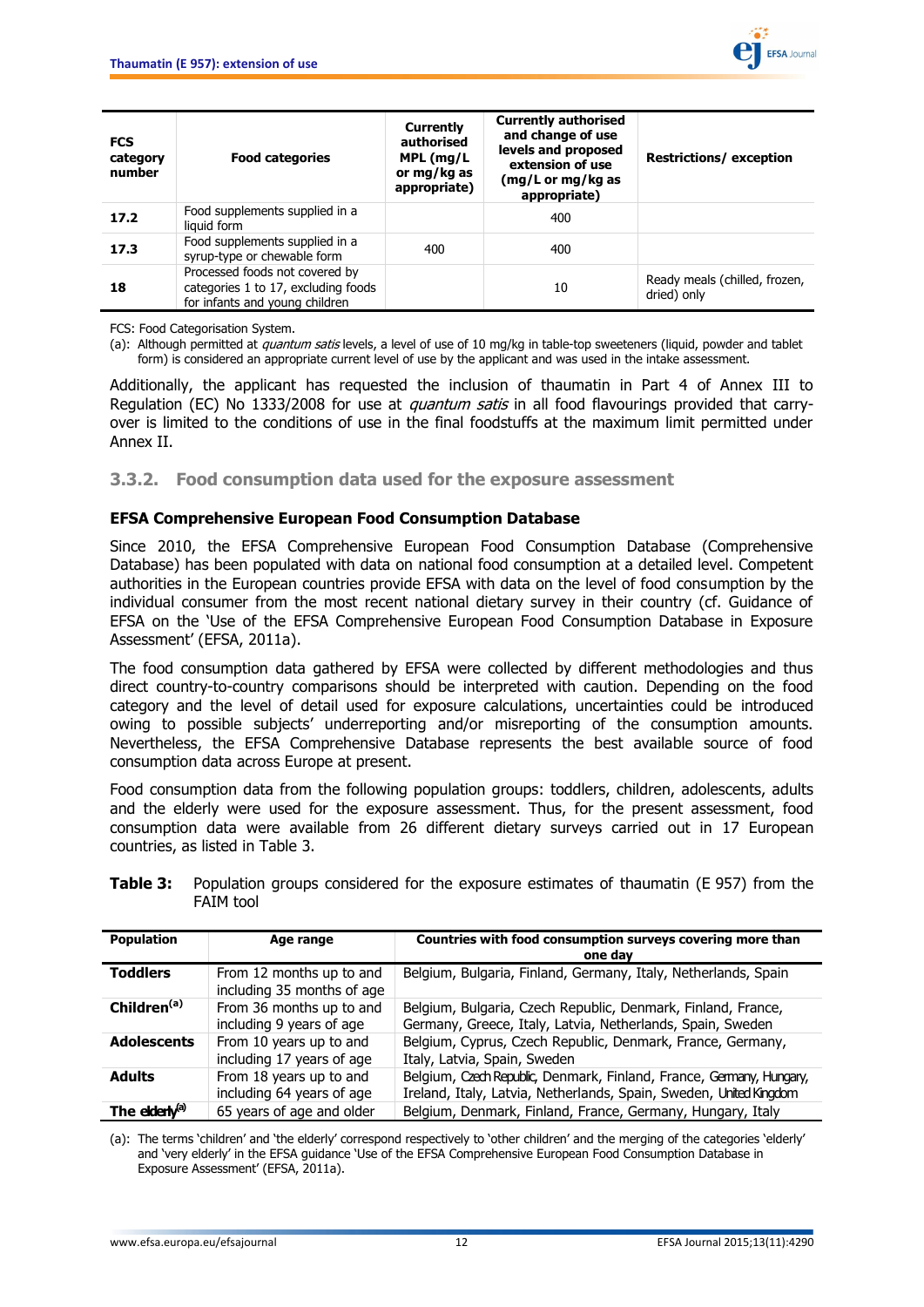| FCS category number | Food categories | Currently authorised MPL (mg/L or mg/kg as appropriate) | Currently authorised and change of use levels and proposed extension of use (mg/L or mg/kg as appropriate) | Restrictions/ exception |
|---|---|---|---|---|
| **17.2** | Food supplements supplied in a liquid form | | 400 | |
| **17.3** | Food supplements supplied in a syrup-type or chewable form | 400 | 400 | |
| **18** | Processed foods not covered by categories 1 to 17, excluding foods for infants and young children | | 10 | Ready meals (chilled, frozen, dried) only |

FCS: Food Categorisation System.

(a): Although permitted at *quantum satis* levels, a level of use of 10 mg/kg in table-top sweeteners (liquid, powder and tablet form) is considered an appropriate current level of use by the applicant and was used in the intake assessment.

Additionally, the applicant has requested the inclusion of thaumatin in Part 4 of Annex III to Regulation (EC) No 1333/2008 for use at *quantum satis* in all food flavourings provided that carry-over is limited to the conditions of use in the final foodstuffs at the maximum limit permitted under Annex II.

### 3.3.2. Food consumption data used for the exposure assessment

**EFSA Comprehensive European Food Consumption Database**

Since 2010, the EFSA Comprehensive European Food Consumption Database (Comprehensive Database) has been populated with data on national food consumption at a detailed level. Competent authorities in the European countries provide EFSA with data on the level of food consumption by the individual consumer from the most recent national dietary survey in their country (cf. Guidance of EFSA on the 'Use of the EFSA Comprehensive European Food Consumption Database in Exposure Assessment' (EFSA, 2011a).

The food consumption data gathered by EFSA were collected by different methodologies and thus direct country-to-country comparisons should be interpreted with caution. Depending on the food category and the level of detail used for exposure calculations, uncertainties could be introduced owing to possible subjects' underreporting and/or misreporting of the consumption amounts. Nevertheless, the EFSA Comprehensive Database represents the best available source of food consumption data across Europe at present.

Food consumption data from the following population groups: toddlers, children, adolescents, adults and the elderly were used for the exposure assessment. Thus, for the present assessment, food consumption data were available from 26 different dietary surveys carried out in 17 European countries, as listed in Table 3.

**Table 3:** Population groups considered for the exposure estimates of thaumatin (E 957) from the FAIM tool

| Population | Age range | Countries with food consumption surveys covering more than one day |
|---|---|---|
| **Toddlers** | From 12 months up to and including 35 months of age | Belgium, Bulgaria, Finland, Germany, Italy, Netherlands, Spain |
| **Children**[(a)] | From 36 months up to and including 9 years of age | Belgium, Bulgaria, Czech Republic, Denmark, Finland, France, Germany, Greece, Italy, Latvia, Netherlands, Spain, Sweden |
| **Adolescents** | From 10 years up to and including 17 years of age | Belgium, Cyprus, Czech Republic, Denmark, France, Germany, Italy, Latvia, Spain, Sweden |
| **Adults** | From 18 years up to and including 64 years of age | Belgium, Czech Republic, Denmark, Finland, France, Germany, Hungary, Ireland, Italy, Latvia, Netherlands, Spain, Sweden, United Kingdom |
| **The elderly**[(a)] | 65 years of age and older | Belgium, Denmark, Finland, France, Germany, Hungary, Italy |

(a): The terms 'children' and 'the elderly' correspond respectively to 'other children' and the merging of the categories 'elderly' and 'very elderly' in the EFSA guidance 'Use of the EFSA Comprehensive European Food Consumption Database in Exposure Assessment' (EFSA, 2011a).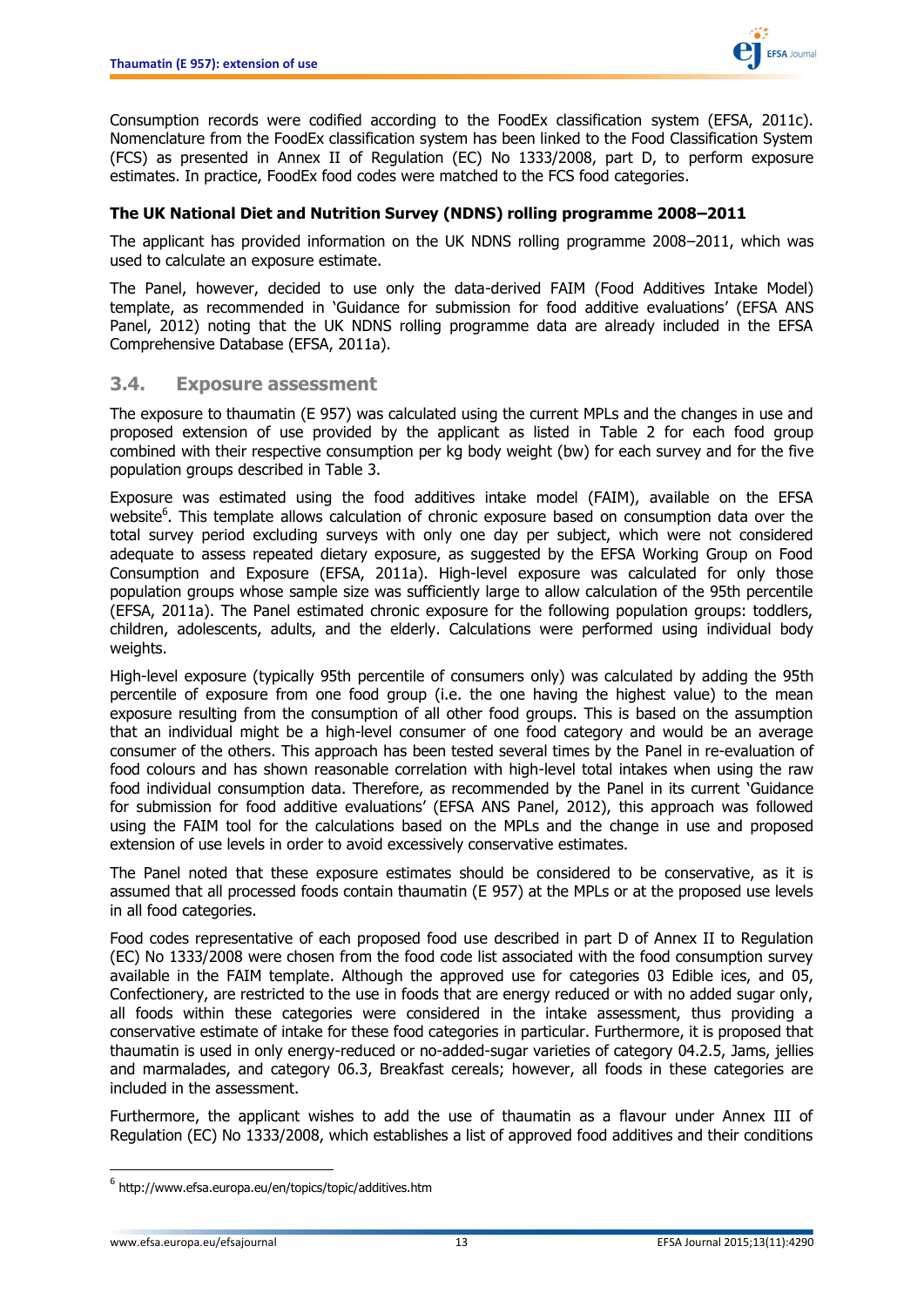Consumption records were codified according to the FoodEx classification system (EFSA, 2011c). Nomenclature from the FoodEx classification system has been linked to the Food Classification System (FCS) as presented in Annex II of Regulation (EC) No 1333/2008, part D, to perform exposure estimates. In practice, FoodEx food codes were matched to the FCS food categories.

**The UK National Diet and Nutrition Survey (NDNS) rolling programme 2008–2011**

The applicant has provided information on the UK NDNS rolling programme 2008–2011, which was used to calculate an exposure estimate.

The Panel, however, decided to use only the data-derived FAIM (Food Additives Intake Model) template, as recommended in 'Guidance for submission for food additive evaluations' (EFSA ANS Panel, 2012) noting that the UK NDNS rolling programme data are already included in the EFSA Comprehensive Database (EFSA, 2011a).

## 3.4. Exposure assessment

The exposure to thaumatin (E 957) was calculated using the current MPLs and the changes in use and proposed extension of use provided by the applicant as listed in Table 2 for each food group combined with their respective consumption per kg body weight (bw) for each survey and for the five population groups described in Table 3.

Exposure was estimated using the food additives intake model (FAIM), available on the EFSA website[6]. This template allows calculation of chronic exposure based on consumption data over the total survey period excluding surveys with only one day per subject, which were not considered adequate to assess repeated dietary exposure, as suggested by the EFSA Working Group on Food Consumption and Exposure (EFSA, 2011a). High-level exposure was calculated for only those population groups whose sample size was sufficiently large to allow calculation of the 95th percentile (EFSA, 2011a). The Panel estimated chronic exposure for the following population groups: toddlers, children, adolescents, adults, and the elderly. Calculations were performed using individual body weights.

High-level exposure (typically 95th percentile of consumers only) was calculated by adding the 95th percentile of exposure from one food group (i.e. the one having the highest value) to the mean exposure resulting from the consumption of all other food groups. This is based on the assumption that an individual might be a high-level consumer of one food category and would be an average consumer of the others. This approach has been tested several times by the Panel in re-evaluation of food colours and has shown reasonable correlation with high-level total intakes when using the raw food individual consumption data. Therefore, as recommended by the Panel in its current 'Guidance for submission for food additive evaluations' (EFSA ANS Panel, 2012), this approach was followed using the FAIM tool for the calculations based on the MPLs and the change in use and proposed extension of use levels in order to avoid excessively conservative estimates.

The Panel noted that these exposure estimates should be considered to be conservative, as it is assumed that all processed foods contain thaumatin (E 957) at the MPLs or at the proposed use levels in all food categories.

Food codes representative of each proposed food use described in part D of Annex II to Regulation (EC) No 1333/2008 were chosen from the food code list associated with the food consumption survey available in the FAIM template. Although the approved use for categories 03 Edible ices, and 05, Confectionery, are restricted to the use in foods that are energy reduced or with no added sugar only, all foods within these categories were considered in the intake assessment, thus providing a conservative estimate of intake for these food categories in particular. Furthermore, it is proposed that thaumatin is used in only energy-reduced or no-added-sugar varieties of category 04.2.5, Jams, jellies and marmalades, and category 06.3, Breakfast cereals; however, all foods in these categories are included in the assessment.

Furthermore, the applicant wishes to add the use of thaumatin as a flavour under Annex III of Regulation (EC) No 1333/2008, which establishes a list of approved food additives and their conditions

[6] http://www.efsa.europa.eu/en/topics/topic/additives.htm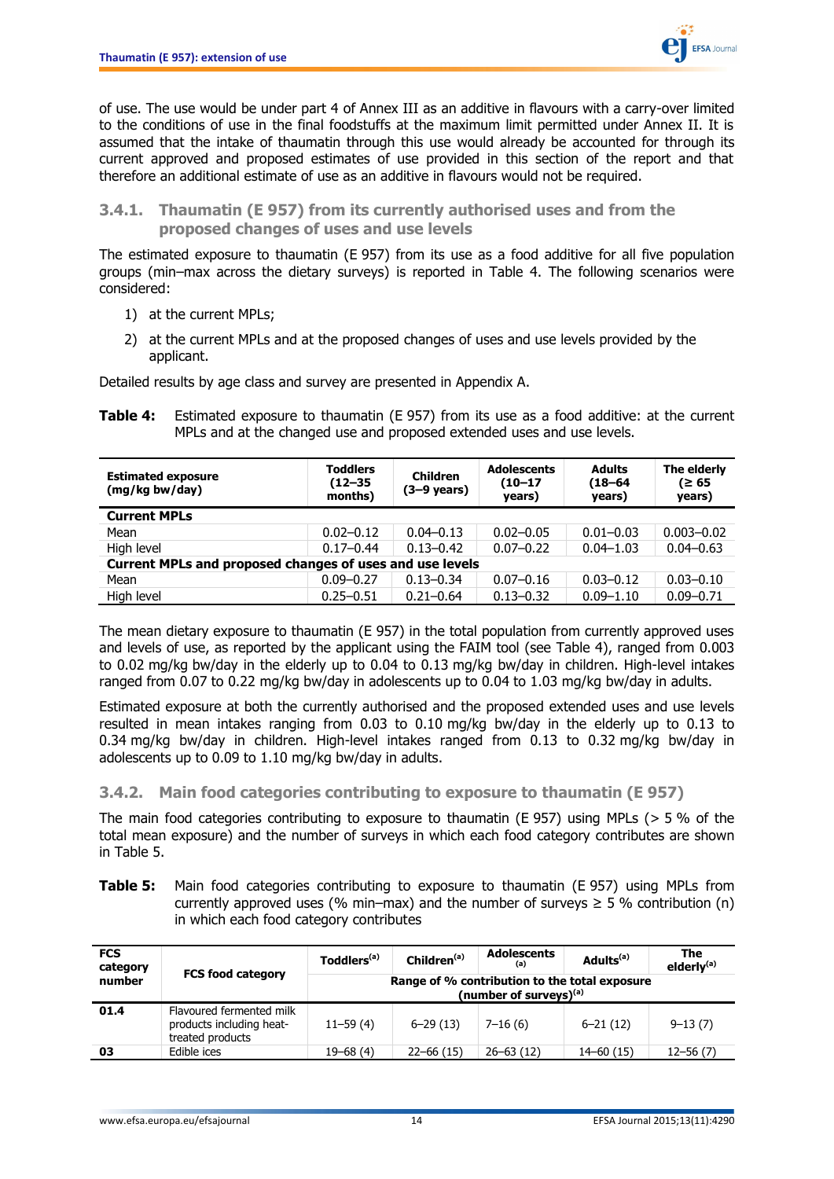of use. The use would be under part 4 of Annex III as an additive in flavours with a carry-over limited to the conditions of use in the final foodstuffs at the maximum limit permitted under Annex II. It is assumed that the intake of thaumatin through this use would already be accounted for through its current approved and proposed estimates of use provided in this section of the report and that therefore an additional estimate of use as an additive in flavours would not be required.

### 3.4.1. Thaumatin (E 957) from its currently authorised uses and from the proposed changes of uses and use levels

The estimated exposure to thaumatin (E 957) from its use as a food additive for all five population groups (min–max across the dietary surveys) is reported in Table 4. The following scenarios were considered:

1) at the current MPLs;
2) at the current MPLs and at the proposed changes of uses and use levels provided by the applicant.

Detailed results by age class and survey are presented in Appendix A.

**Table 4:** Estimated exposure to thaumatin (E 957) from its use as a food additive: at the current MPLs and at the changed use and proposed extended uses and use levels.

| Estimated exposure (mg/kg bw/day) | Toddlers (12–35 months) | Children (3–9 years) | Adolescents (10–17 years) | Adults (18–64 years) | The elderly (≥ 65 years) |
|---|---|---|---|---|---|
| **Current MPLs** | | | | | |
| Mean | 0.02–0.12 | 0.04–0.13 | 0.02–0.05 | 0.01–0.03 | 0.003–0.02 |
| High level | 0.17–0.44 | 0.13–0.42 | 0.07–0.22 | 0.04–1.03 | 0.04–0.63 |
| **Current MPLs and proposed changes of uses and use levels** | | | | | |
| Mean | 0.09–0.27 | 0.13–0.34 | 0.07–0.16 | 0.03–0.12 | 0.03–0.10 |
| High level | 0.25–0.51 | 0.21–0.64 | 0.13–0.32 | 0.09–1.10 | 0.09–0.71 |

The mean dietary exposure to thaumatin (E 957) in the total population from currently approved uses and levels of use, as reported by the applicant using the FAIM tool (see Table 4), ranged from 0.003 to 0.02 mg/kg bw/day in the elderly up to 0.04 to 0.13 mg/kg bw/day in children. High-level intakes ranged from 0.07 to 0.22 mg/kg bw/day in adolescents up to 0.04 to 1.03 mg/kg bw/day in adults.

Estimated exposure at both the currently authorised and the proposed extended uses and use levels resulted in mean intakes ranging from 0.03 to 0.10 mg/kg bw/day in the elderly up to 0.13 to 0.34 mg/kg bw/day in children. High-level intakes ranged from 0.13 to 0.32 mg/kg bw/day in adolescents up to 0.09 to 1.10 mg/kg bw/day in adults.

### 3.4.2. Main food categories contributing to exposure to thaumatin (E 957)

The main food categories contributing to exposure to thaumatin (E 957) using MPLs (> 5 % of the total mean exposure) and the number of surveys in which each food category contributes are shown in Table 5.

**Table 5:** Main food categories contributing to exposure to thaumatin (E 957) using MPLs from currently approved uses (% min–max) and the number of surveys ≥ 5 % contribution (n) in which each food category contributes

| FCS category number | FCS food category | Toddlers[(a)] | Children[(a)] | Adolescents[(a)] | Adults[(a)] | The elderly[(a)] |
|---|---|---|---|---|---|---|
| | | Range of % contribution to the total exposure (number of surveys)[(a)] | | | | |
| **01.4** | Flavoured fermented milk products including heat-treated products | 11–59 (4) | 6–29 (13) | 7–16 (6) | 6–21 (12) | 9–13 (7) |
| **03** | Edible ices | 19–68 (4) | 22–66 (15) | 26–63 (12) | 14–60 (15) | 12–56 (7) |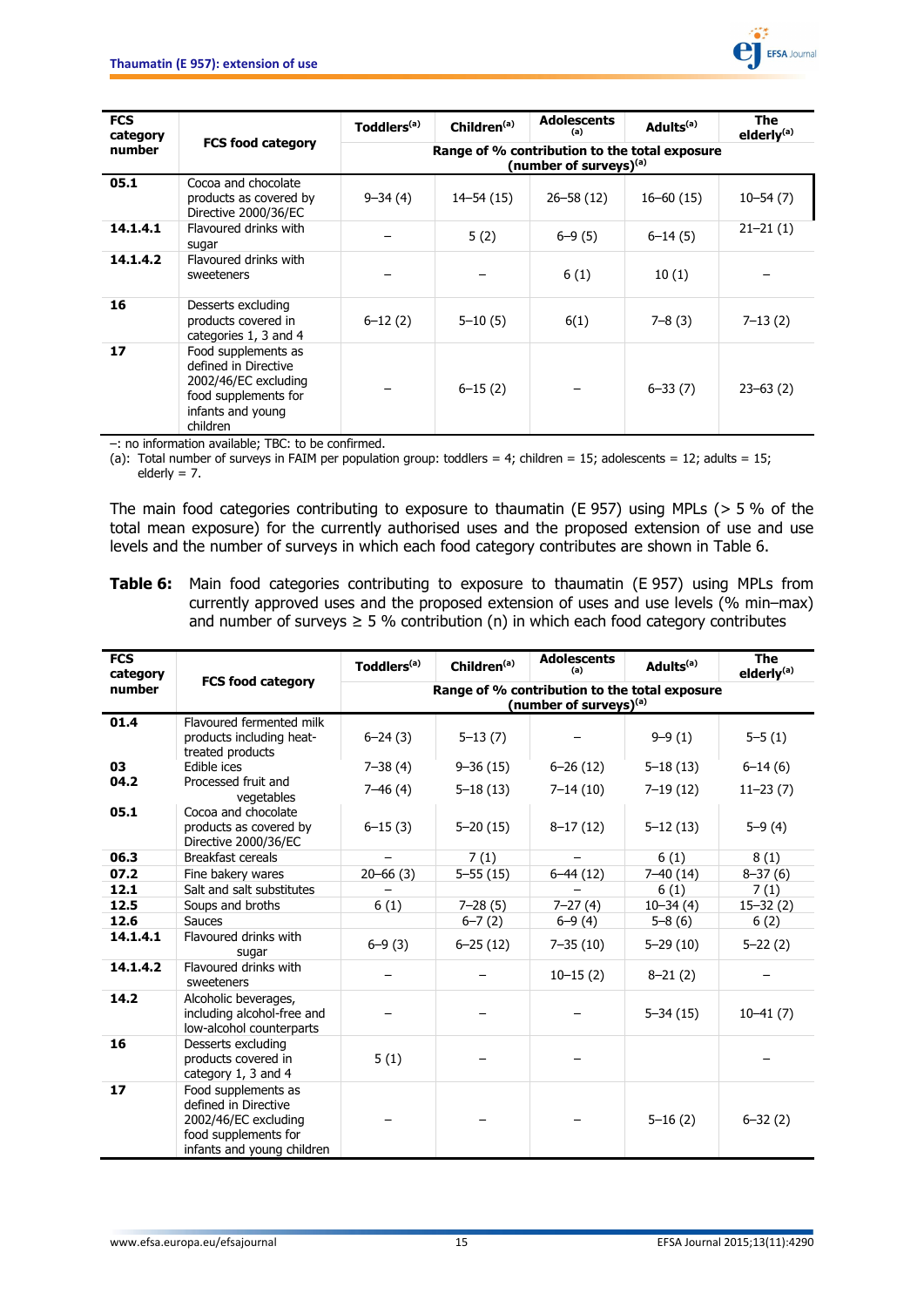| FCS category number | FCS food category | Toddlers[(a)] | Children[(a)] | Adolescents [(a)] | Adults[(a)] | The elderly[(a)] |
|---|---|---|---|---|---|---|
| | | Range of % contribution to the total exposure (number of surveys)[(a)] | | | | |
| 05.1 | Cocoa and chocolate products as covered by Directive 2000/36/EC | 9–34 (4) | 14–54 (15) | 26–58 (12) | 16–60 (15) | 10–54 (7) |
| 14.1.4.1 | Flavoured drinks with sugar | – | 5 (2) | 6–9 (5) | 6–14 (5) | 21–21 (1) |
| 14.1.4.2 | Flavoured drinks with sweeteners | – | – | 6 (1) | 10 (1) | – |
| 16 | Desserts excluding products covered in categories 1, 3 and 4 | 6–12 (2) | 5–10 (5) | 6(1) | 7–8 (3) | 7–13 (2) |
| 17 | Food supplements as defined in Directive 2002/46/EC excluding food supplements for infants and young children | – | 6–15 (2) | – | 6–33 (7) | 23–63 (2) |

–: no information available; TBC: to be confirmed.
(a): Total number of surveys in FAIM per population group: toddlers = 4; children = 15; adolescents = 12; adults = 15; elderly = 7.

The main food categories contributing to exposure to thaumatin (E 957) using MPLs (> 5 % of the total mean exposure) for the currently authorised uses and the proposed extension of use and use levels and the number of surveys in which each food category contributes are shown in Table 6.

**Table 6:** Main food categories contributing to exposure to thaumatin (E 957) using MPLs from currently approved uses and the proposed extension of uses and use levels (% min–max) and number of surveys ≥ 5 % contribution (n) in which each food category contributes

| FCS category number | FCS food category | Toddlers[(a)] | Children[(a)] | Adolescents [(a)] | Adults[(a)] | The elderly[(a)] |
|---|---|---|---|---|---|---|
| | | Range of % contribution to the total exposure (number of surveys)[(a)] | | | | |
| 01.4 | Flavoured fermented milk products including heat-treated products | 6–24 (3) | 5–13 (7) | – | 9–9 (1) | 5–5 (1) |
| 03 | Edible ices | 7–38 (4) | 9–36 (15) | 6–26 (12) | 5–18 (13) | 6–14 (6) |
| 04.2 | Processed fruit and vegetables | 7–46 (4) | 5–18 (13) | 7–14 (10) | 7–19 (12) | 11–23 (7) |
| 05.1 | Cocoa and chocolate products as covered by Directive 2000/36/EC | 6–15 (3) | 5–20 (15) | 8–17 (12) | 5–12 (13) | 5–9 (4) |
| 06.3 | Breakfast cereals | – | 7 (1) | – | 6 (1) | 8 (1) |
| 07.2 | Fine bakery wares | 20–66 (3) | 5–55 (15) | 6–44 (12) | 7–40 (14) | 8–37 (6) |
| 12.1 | Salt and salt substitutes | – | – | – | 6 (1) | 7 (1) |
| 12.5 | Soups and broths | 6 (1) | 7–28 (5) | 7–27 (4) | 10–34 (4) | 15–32 (2) |
| 12.6 | Sauces | | 6–7 (2) | 6–9 (4) | 5–8 (6) | 6 (2) |
| 14.1.4.1 | Flavoured drinks with sugar | 6–9 (3) | 6–25 (12) | 7–35 (10) | 5–29 (10) | 5–22 (2) |
| 14.1.4.2 | Flavoured drinks with sweeteners | – | – | 10–15 (2) | 8–21 (2) | – |
| 14.2 | Alcoholic beverages, including alcohol-free and low-alcohol counterparts | – | – | – | 5–34 (15) | 10–41 (7) |
| 16 | Desserts excluding products covered in category 1, 3 and 4 | 5 (1) | – | – | | – |
| 17 | Food supplements as defined in Directive 2002/46/EC excluding food supplements for infants and young children | – | – | – | 5–16 (2) | 6–32 (2) |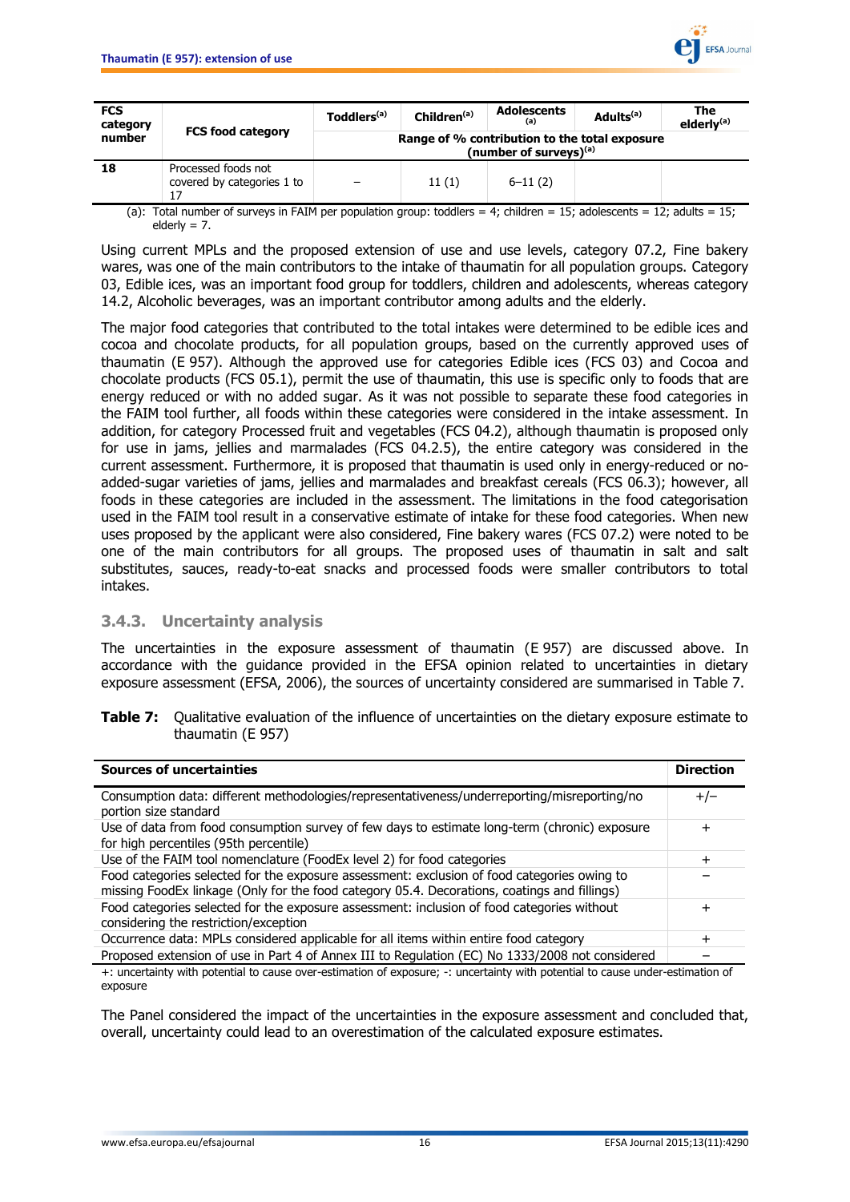| FCS category number | FCS food category | Toddlers[(a)] | Children[(a)] | Adolescents [(a)] | Adults[(a)] | The elderly[(a)] |
|---|---|---|---|---|---|---|
| | | Range of % contribution to the total exposure (number of surveys)[(a)] | | | | |
| 18 | Processed foods not covered by categories 1 to 17 | – | 11 (1) | 6–11 (2) | | |

(a): Total number of surveys in FAIM per population group: toddlers = 4; children = 15; adolescents = 12; adults = 15; elderly = 7.

Using current MPLs and the proposed extension of use and use levels, category 07.2, Fine bakery wares, was one of the main contributors to the intake of thaumatin for all population groups. Category 03, Edible ices, was an important food group for toddlers, children and adolescents, whereas category 14.2, Alcoholic beverages, was an important contributor among adults and the elderly.

The major food categories that contributed to the total intakes were determined to be edible ices and cocoa and chocolate products, for all population groups, based on the currently approved uses of thaumatin (E 957). Although the approved use for categories Edible ices (FCS 03) and Cocoa and chocolate products (FCS 05.1), permit the use of thaumatin, this use is specific only to foods that are energy reduced or with no added sugar. As it was not possible to separate these food categories in the FAIM tool further, all foods within these categories were considered in the intake assessment. In addition, for category Processed fruit and vegetables (FCS 04.2), although thaumatin is proposed only for use in jams, jellies and marmalades (FCS 04.2.5), the entire category was considered in the current assessment. Furthermore, it is proposed that thaumatin is used only in energy-reduced or no-added-sugar varieties of jams, jellies and marmalades and breakfast cereals (FCS 06.3); however, all foods in these categories are included in the assessment. The limitations in the food categorisation used in the FAIM tool result in a conservative estimate of intake for these food categories. When new uses proposed by the applicant were also considered, Fine bakery wares (FCS 07.2) were noted to be one of the main contributors for all groups. The proposed uses of thaumatin in salt and salt substitutes, sauces, ready-to-eat snacks and processed foods were smaller contributors to total intakes.

### 3.4.3. Uncertainty analysis

The uncertainties in the exposure assessment of thaumatin (E 957) are discussed above. In accordance with the guidance provided in the EFSA opinion related to uncertainties in dietary exposure assessment (EFSA, 2006), the sources of uncertainty considered are summarised in Table 7.

**Table 7:** Qualitative evaluation of the influence of uncertainties on the dietary exposure estimate to thaumatin (E 957)

| Sources of uncertainties | Direction |
|---|---|
| Consumption data: different methodologies/representativeness/underreporting/misreporting/no portion size standard | +/– |
| Use of data from food consumption survey of few days to estimate long-term (chronic) exposure for high percentiles (95th percentile) | + |
| Use of the FAIM tool nomenclature (FoodEx level 2) for food categories | + |
| Food categories selected for the exposure assessment: exclusion of food categories owing to missing FoodEx linkage (Only for the food category 05.4. Decorations, coatings and fillings) | – |
| Food categories selected for the exposure assessment: inclusion of food categories without considering the restriction/exception | + |
| Occurrence data: MPLs considered applicable for all items within entire food category | + |
| Proposed extension of use in Part 4 of Annex III to Regulation (EC) No 1333/2008 not considered | – |

+: uncertainty with potential to cause over-estimation of exposure; -: uncertainty with potential to cause under-estimation of exposure

The Panel considered the impact of the uncertainties in the exposure assessment and concluded that, overall, uncertainty could lead to an overestimation of the calculated exposure estimates.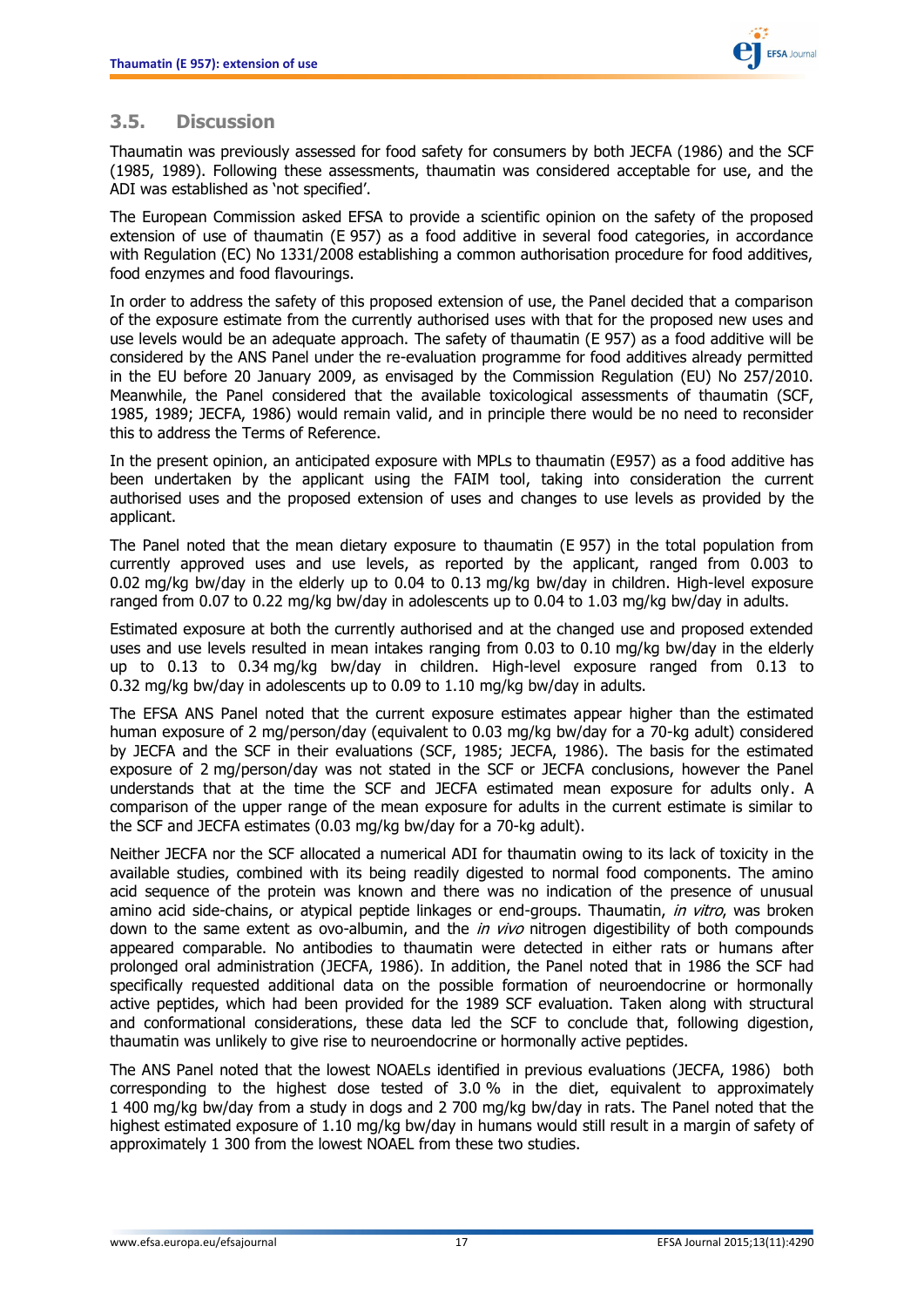## 3.5. Discussion

Thaumatin was previously assessed for food safety for consumers by both JECFA (1986) and the SCF (1985, 1989). Following these assessments, thaumatin was considered acceptable for use, and the ADI was established as 'not specified'.

The European Commission asked EFSA to provide a scientific opinion on the safety of the proposed extension of use of thaumatin (E 957) as a food additive in several food categories, in accordance with Regulation (EC) No 1331/2008 establishing a common authorisation procedure for food additives, food enzymes and food flavourings.

In order to address the safety of this proposed extension of use, the Panel decided that a comparison of the exposure estimate from the currently authorised uses with that for the proposed new uses and use levels would be an adequate approach. The safety of thaumatin (E 957) as a food additive will be considered by the ANS Panel under the re-evaluation programme for food additives already permitted in the EU before 20 January 2009, as envisaged by the Commission Regulation (EU) No 257/2010. Meanwhile, the Panel considered that the available toxicological assessments of thaumatin (SCF, 1985, 1989; JECFA, 1986) would remain valid, and in principle there would be no need to reconsider this to address the Terms of Reference.

In the present opinion, an anticipated exposure with MPLs to thaumatin (E957) as a food additive has been undertaken by the applicant using the FAIM tool, taking into consideration the current authorised uses and the proposed extension of uses and changes to use levels as provided by the applicant.

The Panel noted that the mean dietary exposure to thaumatin (E 957) in the total population from currently approved uses and use levels, as reported by the applicant, ranged from 0.003 to 0.02 mg/kg bw/day in the elderly up to 0.04 to 0.13 mg/kg bw/day in children. High-level exposure ranged from 0.07 to 0.22 mg/kg bw/day in adolescents up to 0.04 to 1.03 mg/kg bw/day in adults.

Estimated exposure at both the currently authorised and at the changed use and proposed extended uses and use levels resulted in mean intakes ranging from 0.03 to 0.10 mg/kg bw/day in the elderly up to 0.13 to 0.34 mg/kg bw/day in children. High-level exposure ranged from 0.13 to 0.32 mg/kg bw/day in adolescents up to 0.09 to 1.10 mg/kg bw/day in adults.

The EFSA ANS Panel noted that the current exposure estimates appear higher than the estimated human exposure of 2 mg/person/day (equivalent to 0.03 mg/kg bw/day for a 70-kg adult) considered by JECFA and the SCF in their evaluations (SCF, 1985; JECFA, 1986). The basis for the estimated exposure of 2 mg/person/day was not stated in the SCF or JECFA conclusions, however the Panel understands that at the time the SCF and JECFA estimated mean exposure for adults only. A comparison of the upper range of the mean exposure for adults in the current estimate is similar to the SCF and JECFA estimates (0.03 mg/kg bw/day for a 70-kg adult).

Neither JECFA nor the SCF allocated a numerical ADI for thaumatin owing to its lack of toxicity in the available studies, combined with its being readily digested to normal food components. The amino acid sequence of the protein was known and there was no indication of the presence of unusual amino acid side-chains, or atypical peptide linkages or end-groups. Thaumatin, *in vitro*, was broken down to the same extent as ovo-albumin, and the *in vivo* nitrogen digestibility of both compounds appeared comparable. No antibodies to thaumatin were detected in either rats or humans after prolonged oral administration (JECFA, 1986). In addition, the Panel noted that in 1986 the SCF had specifically requested additional data on the possible formation of neuroendocrine or hormonally active peptides, which had been provided for the 1989 SCF evaluation. Taken along with structural and conformational considerations, these data led the SCF to conclude that, following digestion, thaumatin was unlikely to give rise to neuroendocrine or hormonally active peptides.

The ANS Panel noted that the lowest NOAELs identified in previous evaluations (JECFA, 1986) both corresponding to the highest dose tested of 3.0 % in the diet, equivalent to approximately 1 400 mg/kg bw/day from a study in dogs and 2 700 mg/kg bw/day in rats. The Panel noted that the highest estimated exposure of 1.10 mg/kg bw/day in humans would still result in a margin of safety of approximately 1 300 from the lowest NOAEL from these two studies.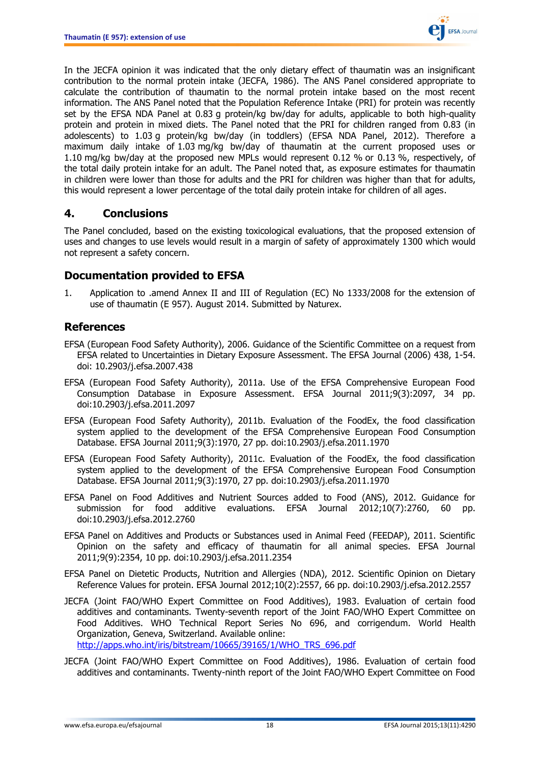In the JECFA opinion it was indicated that the only dietary effect of thaumatin was an insignificant contribution to the normal protein intake (JECFA, 1986). The ANS Panel considered appropriate to calculate the contribution of thaumatin to the normal protein intake based on the most recent information. The ANS Panel noted that the Population Reference Intake (PRI) for protein was recently set by the EFSA NDA Panel at 0.83 g protein/kg bw/day for adults, applicable to both high-quality protein and protein in mixed diets. The Panel noted that the PRI for children ranged from 0.83 (in adolescents) to 1.03 g protein/kg bw/day (in toddlers) (EFSA NDA Panel, 2012). Therefore a maximum daily intake of 1.03 mg/kg bw/day of thaumatin at the current proposed uses or 1.10 mg/kg bw/day at the proposed new MPLs would represent 0.12 % or 0.13 %, respectively, of the total daily protein intake for an adult. The Panel noted that, as exposure estimates for thaumatin in children were lower than those for adults and the PRI for children was higher than that for adults, this would represent a lower percentage of the total daily protein intake for children of all ages.

## 4. Conclusions

The Panel concluded, based on the existing toxicological evaluations, that the proposed extension of uses and changes to use levels would result in a margin of safety of approximately 1300 which would not represent a safety concern.

## Documentation provided to EFSA

1. Application to .amend Annex II and III of Regulation (EC) No 1333/2008 for the extension of use of thaumatin (E 957). August 2014. Submitted by Naturex.

## References

EFSA (European Food Safety Authority), 2006. Guidance of the Scientific Committee on a request from EFSA related to Uncertainties in Dietary Exposure Assessment. The EFSA Journal (2006) 438, 1-54. doi: 10.2903/j.efsa.2007.438

EFSA (European Food Safety Authority), 2011a. Use of the EFSA Comprehensive European Food Consumption Database in Exposure Assessment. EFSA Journal 2011;9(3):2097, 34 pp. doi:10.2903/j.efsa.2011.2097

EFSA (European Food Safety Authority), 2011b. Evaluation of the FoodEx, the food classification system applied to the development of the EFSA Comprehensive European Food Consumption Database. EFSA Journal 2011;9(3):1970, 27 pp. doi:10.2903/j.efsa.2011.1970

EFSA (European Food Safety Authority), 2011c. Evaluation of the FoodEx, the food classification system applied to the development of the EFSA Comprehensive European Food Consumption Database. EFSA Journal 2011;9(3):1970, 27 pp. doi:10.2903/j.efsa.2011.1970

EFSA Panel on Food Additives and Nutrient Sources added to Food (ANS), 2012. Guidance for submission for food additive evaluations. EFSA Journal 2012;10(7):2760, 60 pp. doi:10.2903/j.efsa.2012.2760

EFSA Panel on Additives and Products or Substances used in Animal Feed (FEEDAP), 2011. Scientific Opinion on the safety and efficacy of thaumatin for all animal species. EFSA Journal 2011;9(9):2354, 10 pp. doi:10.2903/j.efsa.2011.2354

EFSA Panel on Dietetic Products, Nutrition and Allergies (NDA), 2012. Scientific Opinion on Dietary Reference Values for protein. EFSA Journal 2012;10(2):2557, 66 pp. doi:10.2903/j.efsa.2012.2557

JECFA (Joint FAO/WHO Expert Committee on Food Additives), 1983. Evaluation of certain food additives and contaminants. Twenty-seventh report of the Joint FAO/WHO Expert Committee on Food Additives. WHO Technical Report Series No 696, and corrigendum. World Health Organization, Geneva, Switzerland. Available online: http://apps.who.int/iris/bitstream/10665/39165/1/WHO_TRS_696.pdf

JECFA (Joint FAO/WHO Expert Committee on Food Additives), 1986. Evaluation of certain food additives and contaminants. Twenty-ninth report of the Joint FAO/WHO Expert Committee on Food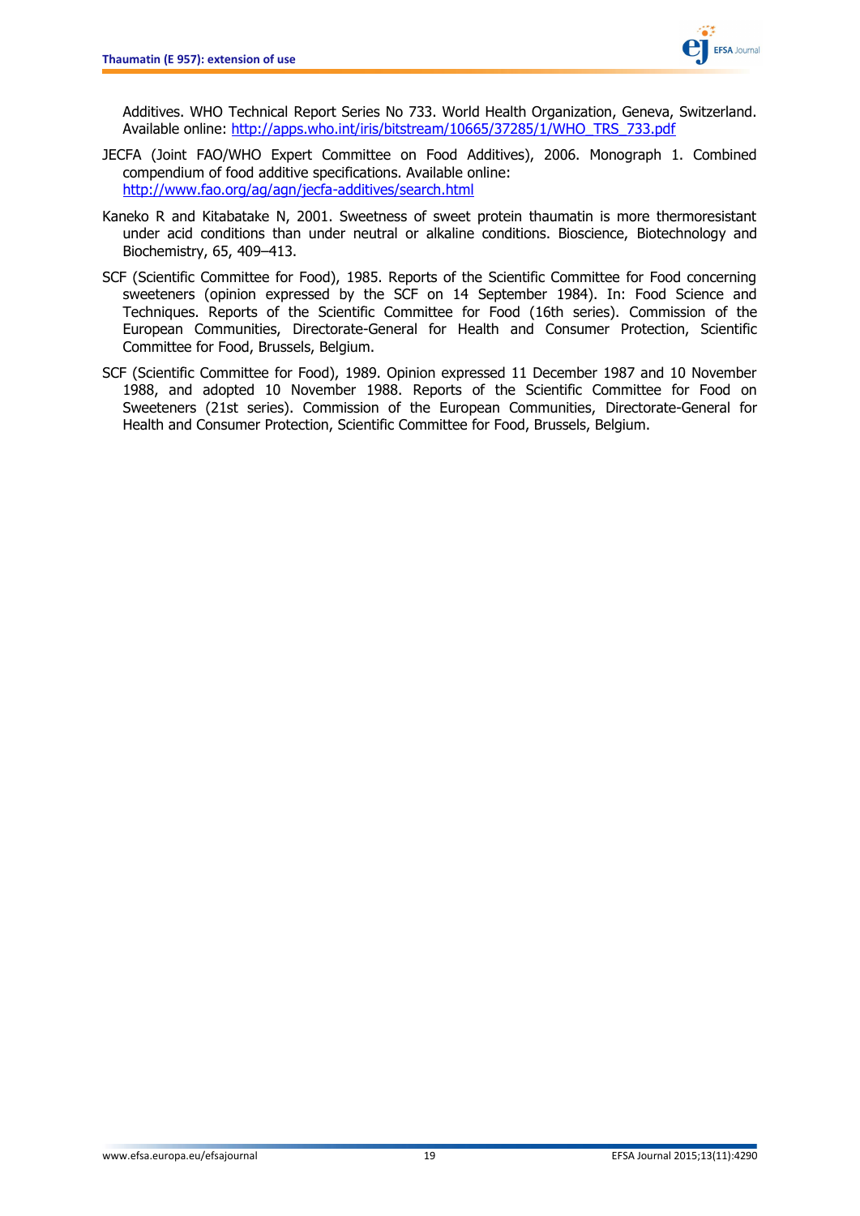Additives. WHO Technical Report Series No 733. World Health Organization, Geneva, Switzerland. Available online: http://apps.who.int/iris/bitstream/10665/37285/1/WHO_TRS_733.pdf

JECFA (Joint FAO/WHO Expert Committee on Food Additives), 2006. Monograph 1. Combined compendium of food additive specifications. Available online: http://www.fao.org/ag/agn/jecfa-additives/search.html

Kaneko R and Kitabatake N, 2001. Sweetness of sweet protein thaumatin is more thermoresistant under acid conditions than under neutral or alkaline conditions. Bioscience, Biotechnology and Biochemistry, 65, 409–413.

SCF (Scientific Committee for Food), 1985. Reports of the Scientific Committee for Food concerning sweeteners (opinion expressed by the SCF on 14 September 1984). In: Food Science and Techniques. Reports of the Scientific Committee for Food (16th series). Commission of the European Communities, Directorate-General for Health and Consumer Protection, Scientific Committee for Food, Brussels, Belgium.

SCF (Scientific Committee for Food), 1989. Opinion expressed 11 December 1987 and 10 November 1988, and adopted 10 November 1988. Reports of the Scientific Committee for Food on Sweeteners (21st series). Commission of the European Communities, Directorate-General for Health and Consumer Protection, Scientific Committee for Food, Brussels, Belgium.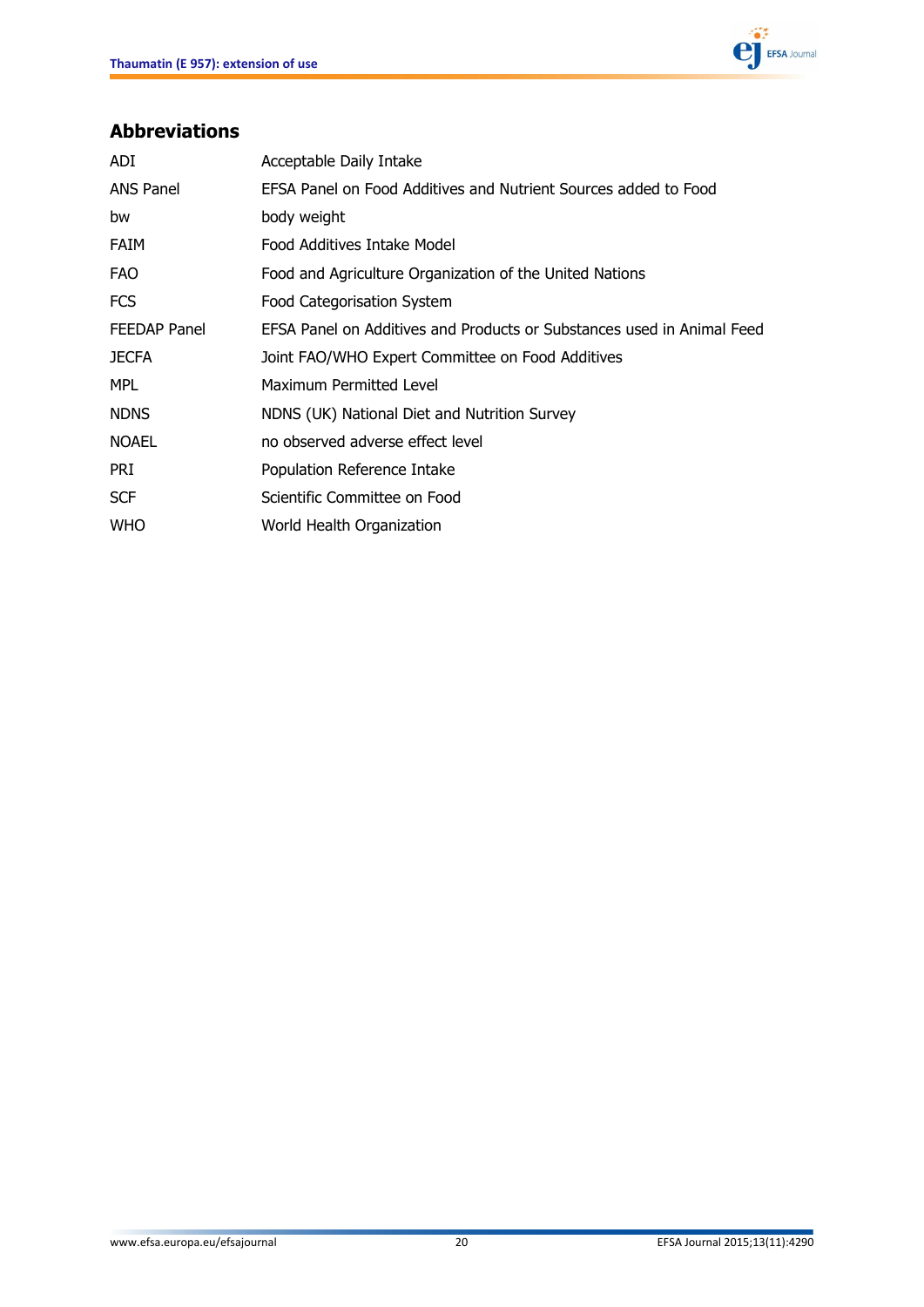## Abbreviations

| | |
|---|---|
| ADI | Acceptable Daily Intake |
| ANS Panel | EFSA Panel on Food Additives and Nutrient Sources added to Food |
| bw | body weight |
| FAIM | Food Additives Intake Model |
| FAO | Food and Agriculture Organization of the United Nations |
| FCS | Food Categorisation System |
| FEEDAP Panel | EFSA Panel on Additives and Products or Substances used in Animal Feed |
| JECFA | Joint FAO/WHO Expert Committee on Food Additives |
| MPL | Maximum Permitted Level |
| NDNS | NDNS (UK) National Diet and Nutrition Survey |
| NOAEL | no observed adverse effect level |
| PRI | Population Reference Intake |
| SCF | Scientific Committee on Food |
| WHO | World Health Organization |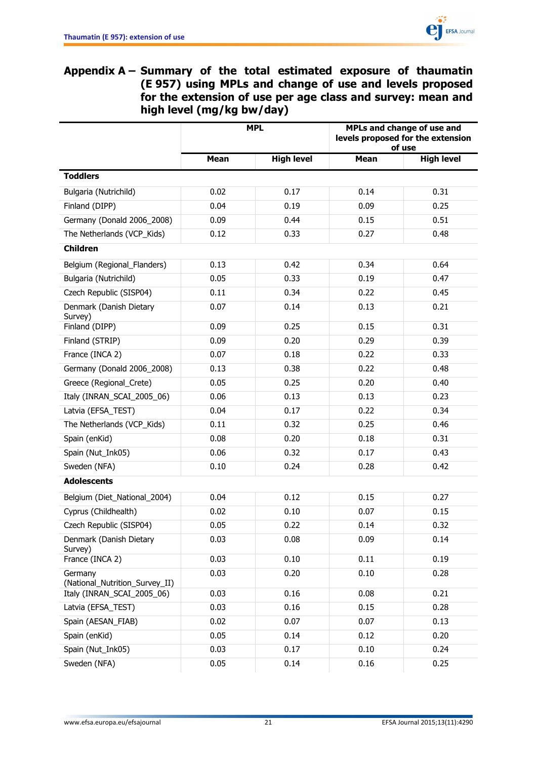# Appendix A – Summary of the total estimated exposure of thaumatin (E 957) using MPLs and change of use and levels proposed for the extension of use per age class and survey: mean and high level (mg/kg bw/day)

| | MPL | | MPLs and change of use and levels proposed for the extension of use | |
|---|---|---|---|---|
| | Mean | High level | Mean | High level |
| **Toddlers** | | | | |
| Bulgaria (Nutrichild) | 0.02 | 0.17 | 0.14 | 0.31 |
| Finland (DIPP) | 0.04 | 0.19 | 0.09 | 0.25 |
| Germany (Donald 2006_2008) | 0.09 | 0.44 | 0.15 | 0.51 |
| The Netherlands (VCP_Kids) | 0.12 | 0.33 | 0.27 | 0.48 |
| **Children** | | | | |
| Belgium (Regional_Flanders) | 0.13 | 0.42 | 0.34 | 0.64 |
| Bulgaria (Nutrichild) | 0.05 | 0.33 | 0.19 | 0.47 |
| Czech Republic (SISP04) | 0.11 | 0.34 | 0.22 | 0.45 |
| Denmark (Danish Dietary Survey) | 0.07 | 0.14 | 0.13 | 0.21 |
| Finland (DIPP) | 0.09 | 0.25 | 0.15 | 0.31 |
| Finland (STRIP) | 0.09 | 0.20 | 0.29 | 0.39 |
| France (INCA 2) | 0.07 | 0.18 | 0.22 | 0.33 |
| Germany (Donald 2006_2008) | 0.13 | 0.38 | 0.22 | 0.48 |
| Greece (Regional_Crete) | 0.05 | 0.25 | 0.20 | 0.40 |
| Italy (INRAN_SCAI_2005_06) | 0.06 | 0.13 | 0.13 | 0.23 |
| Latvia (EFSA_TEST) | 0.04 | 0.17 | 0.22 | 0.34 |
| The Netherlands (VCP_Kids) | 0.11 | 0.32 | 0.25 | 0.46 |
| Spain (enKid) | 0.08 | 0.20 | 0.18 | 0.31 |
| Spain (Nut_Ink05) | 0.06 | 0.32 | 0.17 | 0.43 |
| Sweden (NFA) | 0.10 | 0.24 | 0.28 | 0.42 |
| **Adolescents** | | | | |
| Belgium (Diet_National_2004) | 0.04 | 0.12 | 0.15 | 0.27 |
| Cyprus (Childhealth) | 0.02 | 0.10 | 0.07 | 0.15 |
| Czech Republic (SISP04) | 0.05 | 0.22 | 0.14 | 0.32 |
| Denmark (Danish Dietary Survey) | 0.03 | 0.08 | 0.09 | 0.14 |
| France (INCA 2) | 0.03 | 0.10 | 0.11 | 0.19 |
| Germany (National_Nutrition_Survey_II) | 0.03 | 0.20 | 0.10 | 0.28 |
| Italy (INRAN_SCAI_2005_06) | 0.03 | 0.16 | 0.08 | 0.21 |
| Latvia (EFSA_TEST) | 0.03 | 0.16 | 0.15 | 0.28 |
| Spain (AESAN_FIAB) | 0.02 | 0.07 | 0.07 | 0.13 |
| Spain (enKid) | 0.05 | 0.14 | 0.12 | 0.20 |
| Spain (Nut_Ink05) | 0.03 | 0.17 | 0.10 | 0.24 |
| Sweden (NFA) | 0.05 | 0.14 | 0.16 | 0.25 |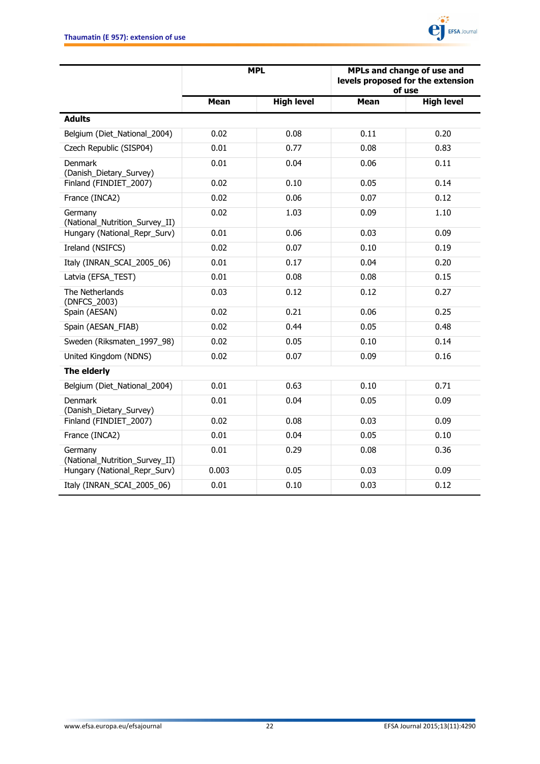| | MPL | | MPLs and change of use and levels proposed for the extension of use | |
|---|---|---|---|---|
| | Mean | High level | Mean | High level |
| **Adults** | | | | |
| Belgium (Diet_National_2004) | 0.02 | 0.08 | 0.11 | 0.20 |
| Czech Republic (SISP04) | 0.01 | 0.77 | 0.08 | 0.83 |
| Denmark (Danish_Dietary_Survey) | 0.01 | 0.04 | 0.06 | 0.11 |
| Finland (FINDIET_2007) | 0.02 | 0.10 | 0.05 | 0.14 |
| France (INCA2) | 0.02 | 0.06 | 0.07 | 0.12 |
| Germany (National_Nutrition_Survey_II) | 0.02 | 1.03 | 0.09 | 1.10 |
| Hungary (National_Repr_Surv) | 0.01 | 0.06 | 0.03 | 0.09 |
| Ireland (NSIFCS) | 0.02 | 0.07 | 0.10 | 0.19 |
| Italy (INRAN_SCAI_2005_06) | 0.01 | 0.17 | 0.04 | 0.20 |
| Latvia (EFSA_TEST) | 0.01 | 0.08 | 0.08 | 0.15 |
| The Netherlands (DNFCS_2003) | 0.03 | 0.12 | 0.12 | 0.27 |
| Spain (AESAN) | 0.02 | 0.21 | 0.06 | 0.25 |
| Spain (AESAN_FIAB) | 0.02 | 0.44 | 0.05 | 0.48 |
| Sweden (Riksmaten_1997_98) | 0.02 | 0.05 | 0.10 | 0.14 |
| United Kingdom (NDNS) | 0.02 | 0.07 | 0.09 | 0.16 |
| **The elderly** | | | | |
| Belgium (Diet_National_2004) | 0.01 | 0.63 | 0.10 | 0.71 |
| Denmark (Danish_Dietary_Survey) | 0.01 | 0.04 | 0.05 | 0.09 |
| Finland (FINDIET_2007) | 0.02 | 0.08 | 0.03 | 0.09 |
| France (INCA2) | 0.01 | 0.04 | 0.05 | 0.10 |
| Germany (National_Nutrition_Survey_II) | 0.01 | 0.29 | 0.08 | 0.36 |
| Hungary (National_Repr_Surv) | 0.003 | 0.05 | 0.03 | 0.09 |
| Italy (INRAN_SCAI_2005_06) | 0.01 | 0.10 | 0.03 | 0.12 |